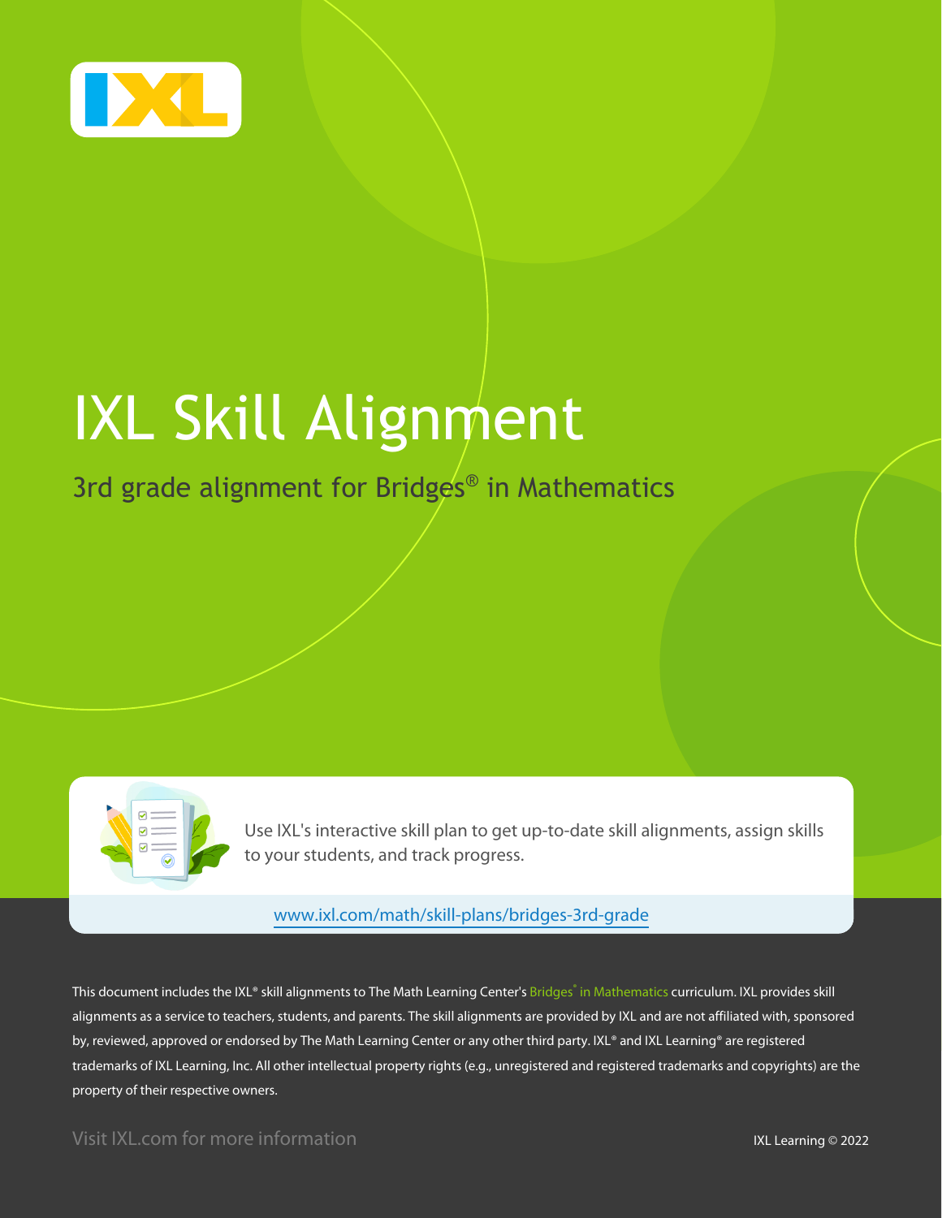# IXL Skill Alignment

## 3rd grade alignment for Bridges® in Mathematics

Use IXL's interactive skill plan to get up-to-date skill alignments, assign skills to your students, and track progress.

www.ixl.com/math/skill-plans/bridges-3rd-grade

This document includes the IXL® skill alignments to The Math Learning Center's Bridges® in Mathematics curriculum. IXL provides skill alignments as a service to teachers, students, and parents. The skill alignments are provided by IXL and are not affiliated with, sponsored by, reviewed, approved or endorsed by The Math Learning Center or any other third party. IXL® and IXL Learning® are registered trademarks of IXL Learning, Inc. All other intellectual property rights (e.g., unregistered and registered trademarks and copyrights) are the property of their respective owners.

Visit IXL.com for more information

IXL Learning © 2022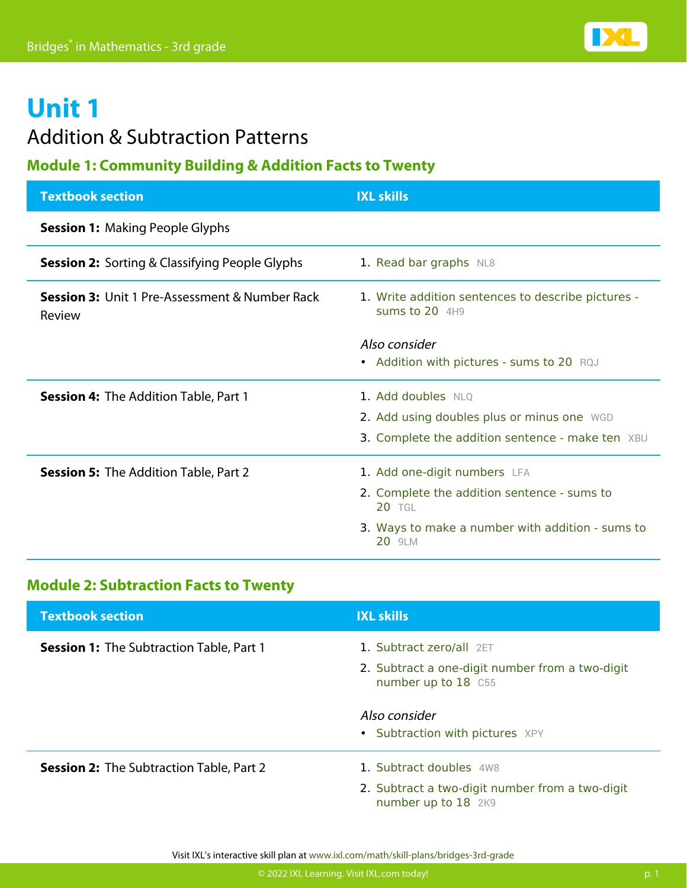# Unit 1

## Addition & Subtraction Patterns

### Module 1: Community Building & Addition Facts to Twenty

| Textbook section | IXL skills |
| --- | --- |
| **Session 1:** Making People Glyphs | |
| **Session 2:** Sorting & Classifying People Glyphs | 1. Read bar graphs NL8 |
| **Session 3:** Unit 1 Pre-Assessment & Number Rack Review | 1. Write addition sentences to describe pictures - sums to 20 4H9<br>*Also consider*<br>• Addition with pictures - sums to 20 RQJ |
| **Session 4:** The Addition Table, Part 1 | 1. Add doubles NLQ<br>2. Add using doubles plus or minus one WGD<br>3. Complete the addition sentence - make ten XBU |
| **Session 5:** The Addition Table, Part 2 | 1. Add one-digit numbers LFA<br>2. Complete the addition sentence - sums to 20 TGL<br>3. Ways to make a number with addition - sums to 20 9LM |

### Module 2: Subtraction Facts to Twenty

| Textbook section | IXL skills |
| --- | --- |
| **Session 1:** The Subtraction Table, Part 1 | 1. Subtract zero/all 2ET<br>2. Subtract a one-digit number from a two-digit number up to 18 C55<br>*Also consider*<br>• Subtraction with pictures XPY |
| **Session 2:** The Subtraction Table, Part 2 | 1. Subtract doubles 4W8<br>2. Subtract a two-digit number from a two-digit number up to 18 2K9 |

Visit IXL's interactive skill plan at www.ixl.com/math/skill-plans/bridges-3rd-grade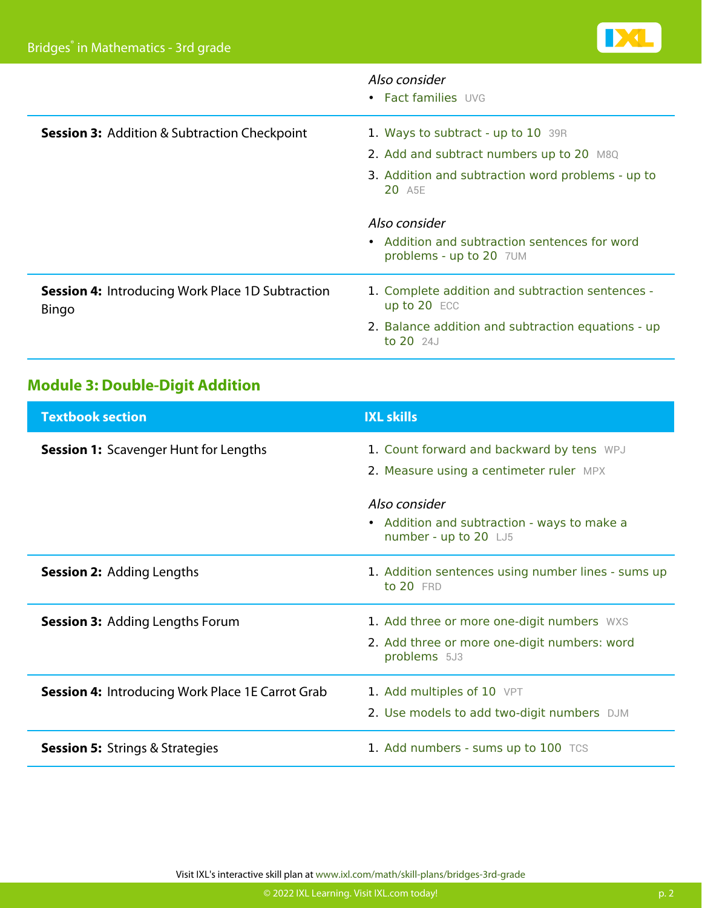| Textbook section | IXL skills |
|---|---|
| | *Also consider*<br>• Fact families UVG |
| **Session 3:** Addition & Subtraction Checkpoint | 1. Ways to subtract - up to 10 39R<br>2. Add and subtract numbers up to 20 M8Q<br>3. Addition and subtraction word problems - up to 20 A5E<br><br>*Also consider*<br>• Addition and subtraction sentences for word problems - up to 20 7UM |
| **Session 4:** Introducing Work Place 1D Subtraction Bingo | 1. Complete addition and subtraction sentences - up to 20 ECC<br>2. Balance addition and subtraction equations - up to 20 24J |

## Module 3: Double-Digit Addition

| Textbook section | IXL skills |
|---|---|
| **Session 1:** Scavenger Hunt for Lengths | 1. Count forward and backward by tens WPJ<br>2. Measure using a centimeter ruler MPX<br><br>*Also consider*<br>• Addition and subtraction - ways to make a number - up to 20 LJ5 |
| **Session 2:** Adding Lengths | 1. Addition sentences using number lines - sums up to 20 FRD |
| **Session 3:** Adding Lengths Forum | 1. Add three or more one-digit numbers WXS<br>2. Add three or more one-digit numbers: word problems 5J3 |
| **Session 4:** Introducing Work Place 1E Carrot Grab | 1. Add multiples of 10 VPT<br>2. Use models to add two-digit numbers DJM |
| **Session 5:** Strings & Strategies | 1. Add numbers - sums up to 100 TCS |

Visit IXL's interactive skill plan at www.ixl.com/math/skill-plans/bridges-3rd-grade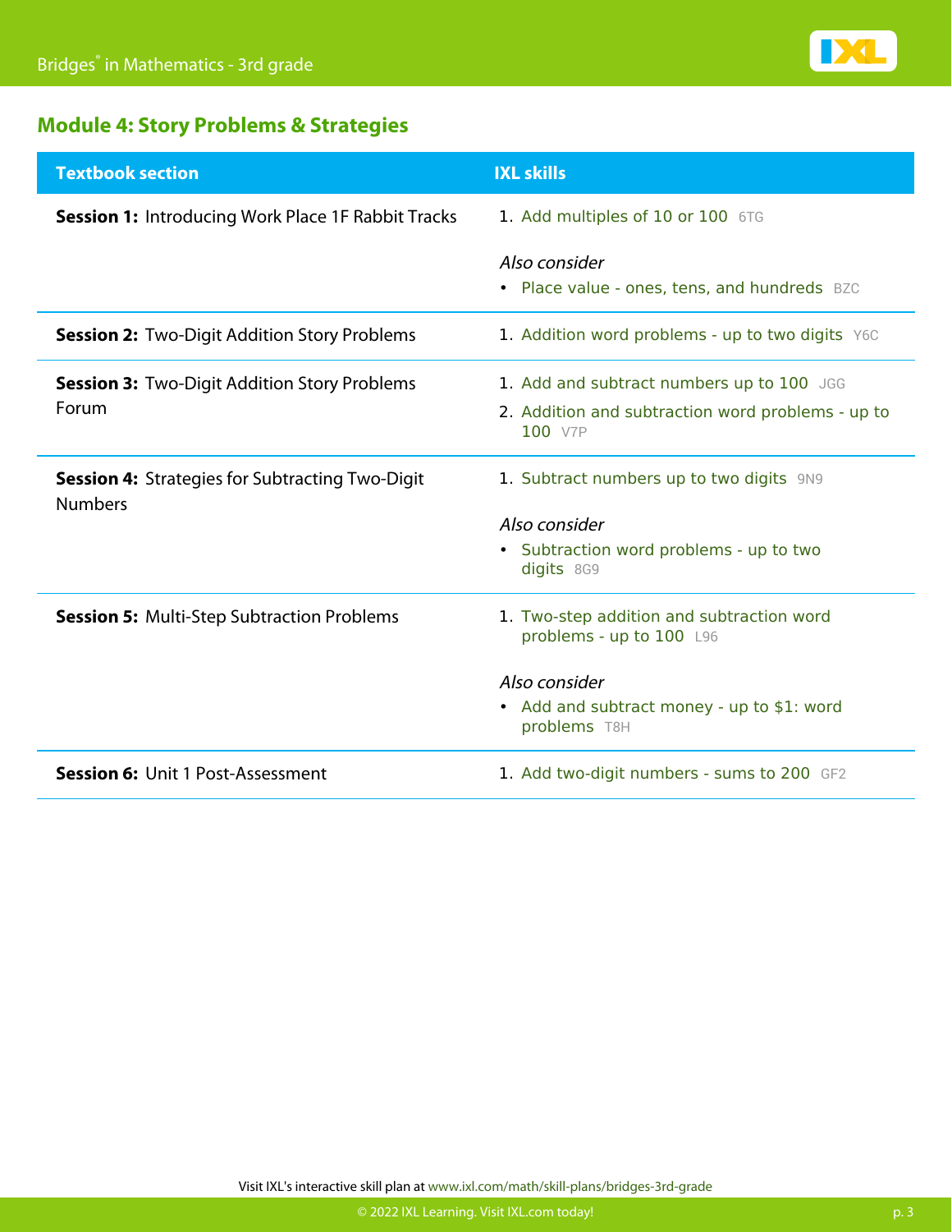## Module 4: Story Problems & Strategies

| Textbook section | IXL skills |
| --- | --- |
| **Session 1:** Introducing Work Place 1F Rabbit Tracks | 1. Add multiples of 10 or 100 6TG<br><br>*Also consider*<br>• Place value - ones, tens, and hundreds BZC |
| **Session 2:** Two-Digit Addition Story Problems | 1. Addition word problems - up to two digits Y6C |
| **Session 3:** Two-Digit Addition Story Problems Forum | 1. Add and subtract numbers up to 100 JGG<br>2. Addition and subtraction word problems - up to 100 V7P |
| **Session 4:** Strategies for Subtracting Two-Digit Numbers | 1. Subtract numbers up to two digits 9N9<br><br>*Also consider*<br>• Subtraction word problems - up to two digits 8G9 |
| **Session 5:** Multi-Step Subtraction Problems | 1. Two-step addition and subtraction word problems - up to 100 L96<br><br>*Also consider*<br>• Add and subtract money - up to $1: word problems T8H |
| **Session 6:** Unit 1 Post-Assessment | 1. Add two-digit numbers - sums to 200 GF2 |

Visit IXL's interactive skill plan at www.ixl.com/math/skill-plans/bridges-3rd-grade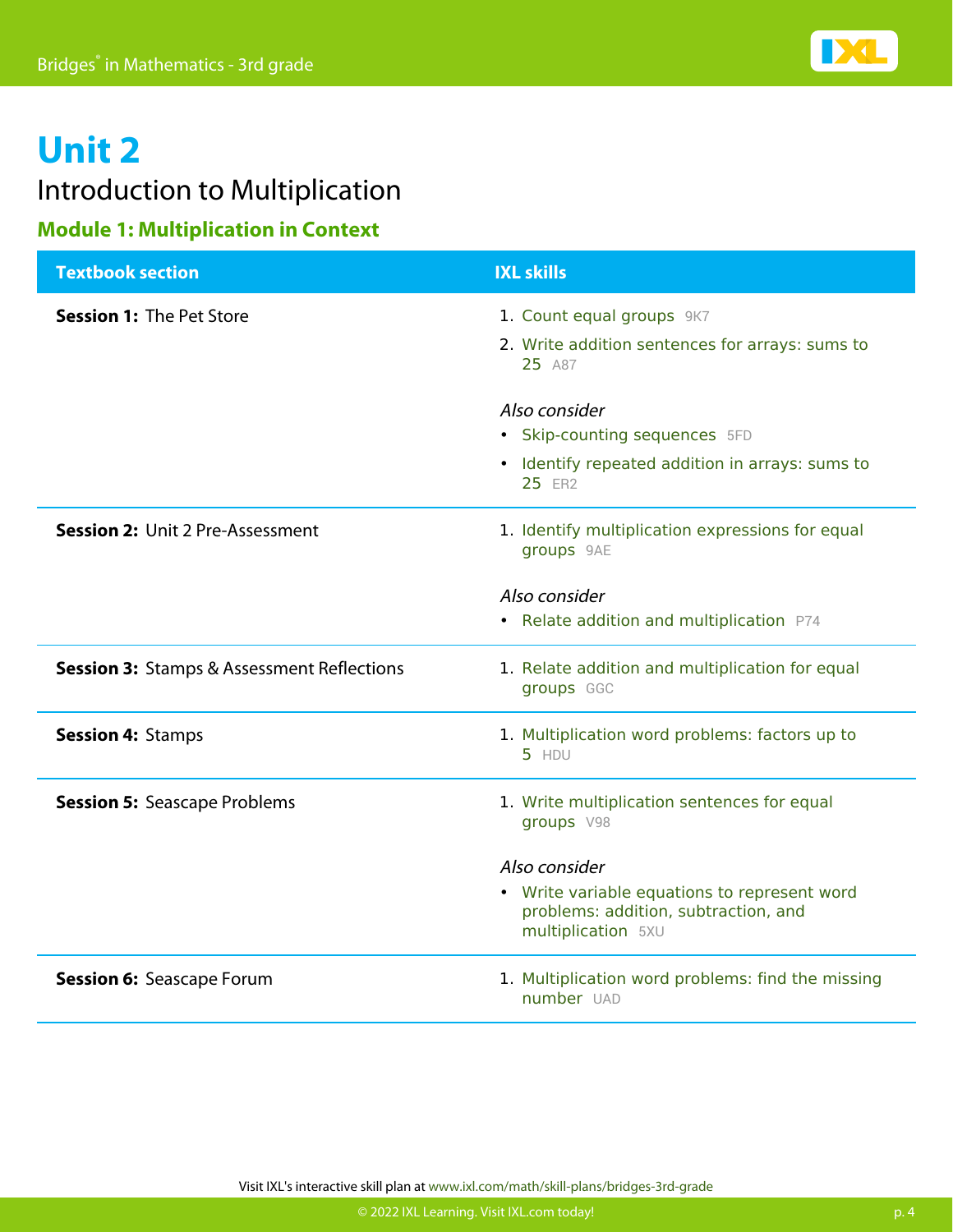# Unit 2

## Introduction to Multiplication

### Module 1: Multiplication in Context

| Textbook section | IXL skills |
| --- | --- |
| **Session 1:** The Pet Store | 1. Count equal groups 9K7<br>2. Write addition sentences for arrays: sums to 25 A87<br><br>*Also consider*<br>• Skip-counting sequences 5FD<br>• Identify repeated addition in arrays: sums to 25 ER2 |
| **Session 2:** Unit 2 Pre-Assessment | 1. Identify multiplication expressions for equal groups 9AE<br><br>*Also consider*<br>• Relate addition and multiplication P74 |
| **Session 3:** Stamps & Assessment Reflections | 1. Relate addition and multiplication for equal groups GGC |
| **Session 4:** Stamps | 1. Multiplication word problems: factors up to 5 HDU |
| **Session 5:** Seascape Problems | 1. Write multiplication sentences for equal groups V98<br><br>*Also consider*<br>• Write variable equations to represent word problems: addition, subtraction, and multiplication 5XU |
| **Session 6:** Seascape Forum | 1. Multiplication word problems: find the missing number UAD |

Visit IXL's interactive skill plan at www.ixl.com/math/skill-plans/bridges-3rd-grade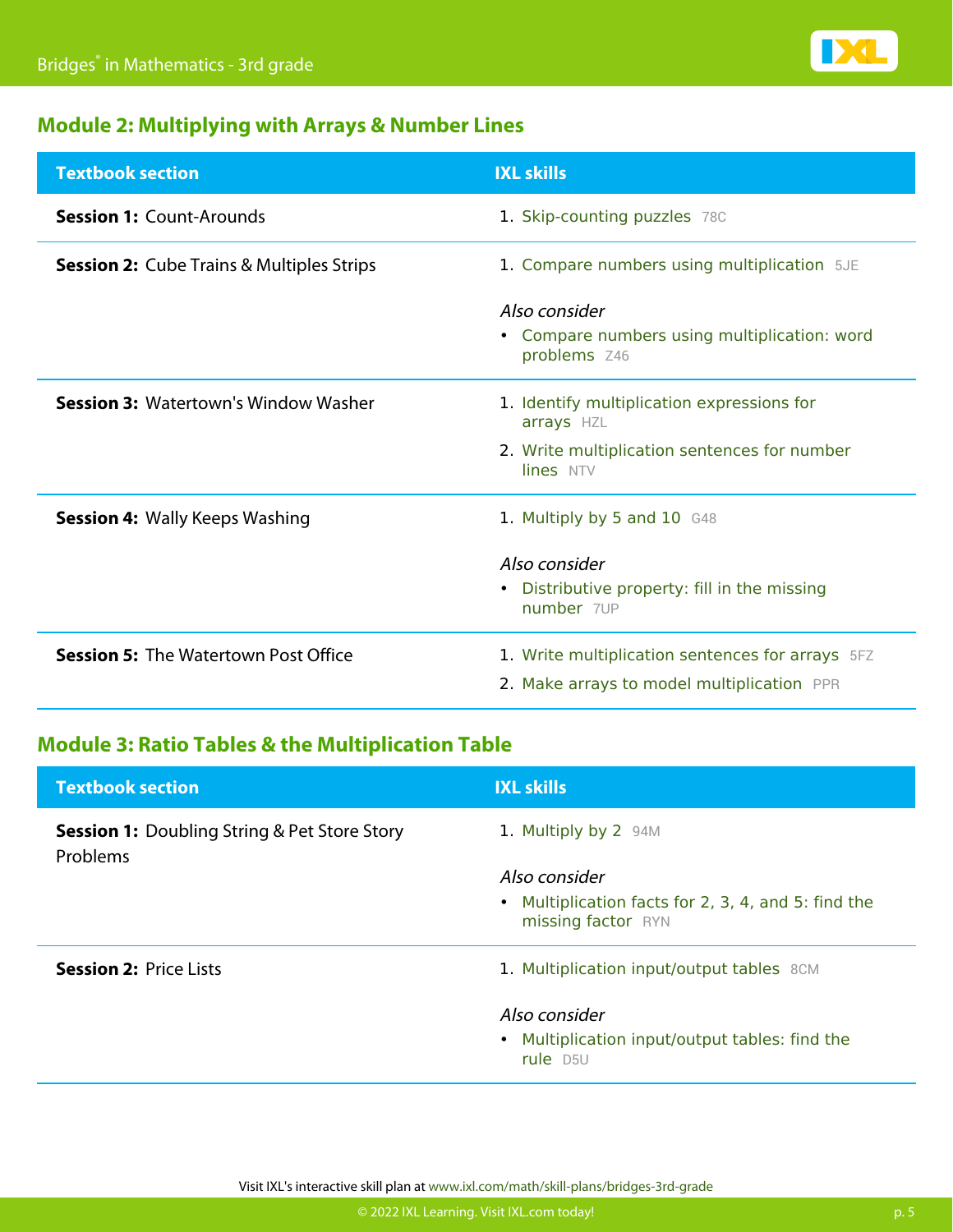## Module 2: Multiplying with Arrays & Number Lines

| Textbook section | IXL skills |
|---|---|
| **Session 1:** Count-Arounds | 1. Skip-counting puzzles 78C |
| **Session 2:** Cube Trains & Multiples Strips | 1. Compare numbers using multiplication 5JE<br><br>*Also consider*<br>• Compare numbers using multiplication: word problems Z46 |
| **Session 3:** Watertown's Window Washer | 1. Identify multiplication expressions for arrays HZL<br>2. Write multiplication sentences for number lines NTV |
| **Session 4:** Wally Keeps Washing | 1. Multiply by 5 and 10 G48<br><br>*Also consider*<br>• Distributive property: fill in the missing number 7UP |
| **Session 5:** The Watertown Post Office | 1. Write multiplication sentences for arrays 5FZ<br>2. Make arrays to model multiplication PPR |

## Module 3: Ratio Tables & the Multiplication Table

| Textbook section | IXL skills |
|---|---|
| **Session 1:** Doubling String & Pet Store Story Problems | 1. Multiply by 2 94M<br><br>*Also consider*<br>• Multiplication facts for 2, 3, 4, and 5: find the missing factor RYN |
| **Session 2:** Price Lists | 1. Multiplication input/output tables 8CM<br><br>*Also consider*<br>• Multiplication input/output tables: find the rule D5U |

Visit IXL's interactive skill plan at www.ixl.com/math/skill-plans/bridges-3rd-grade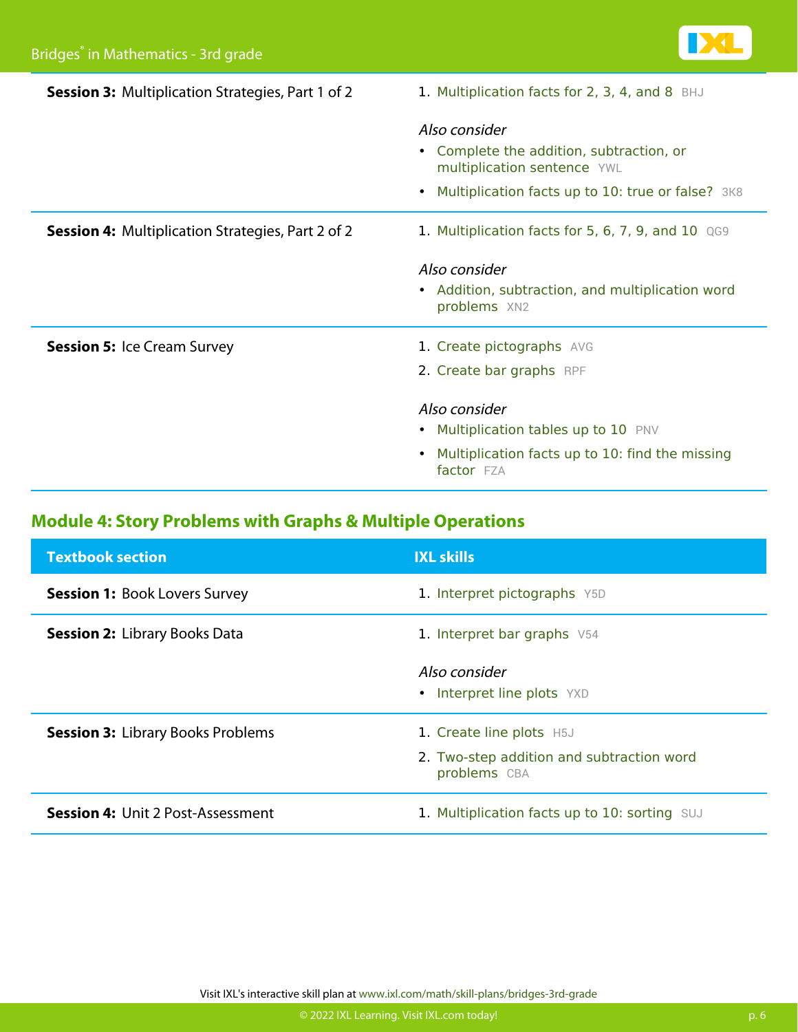| | |
|---|---|
| **Session 3:** Multiplication Strategies, Part 1 of 2 | 1. Multiplication facts for 2, 3, 4, and 8 BHJ<br><br>*Also consider*<br>• Complete the addition, subtraction, or multiplication sentence YWL<br>• Multiplication facts up to 10: true or false? 3K8 |
| **Session 4:** Multiplication Strategies, Part 2 of 2 | 1. Multiplication facts for 5, 6, 7, 9, and 10 QG9<br><br>*Also consider*<br>• Addition, subtraction, and multiplication word problems XN2 |
| **Session 5:** Ice Cream Survey | 1. Create pictographs AVG<br>2. Create bar graphs RPF<br><br>*Also consider*<br>• Multiplication tables up to 10 PNV<br>• Multiplication facts up to 10: find the missing factor FZA |

## Module 4: Story Problems with Graphs & Multiple Operations

| Textbook section | IXL skills |
|---|---|
| **Session 1:** Book Lovers Survey | 1. Interpret pictographs Y5D |
| **Session 2:** Library Books Data | 1. Interpret bar graphs V54<br><br>*Also consider*<br>• Interpret line plots YXD |
| **Session 3:** Library Books Problems | 1. Create line plots H5J<br>2. Two-step addition and subtraction word problems CBA |
| **Session 4:** Unit 2 Post-Assessment | 1. Multiplication facts up to 10: sorting SUJ |

Visit IXL's interactive skill plan at www.ixl.com/math/skill-plans/bridges-3rd-grade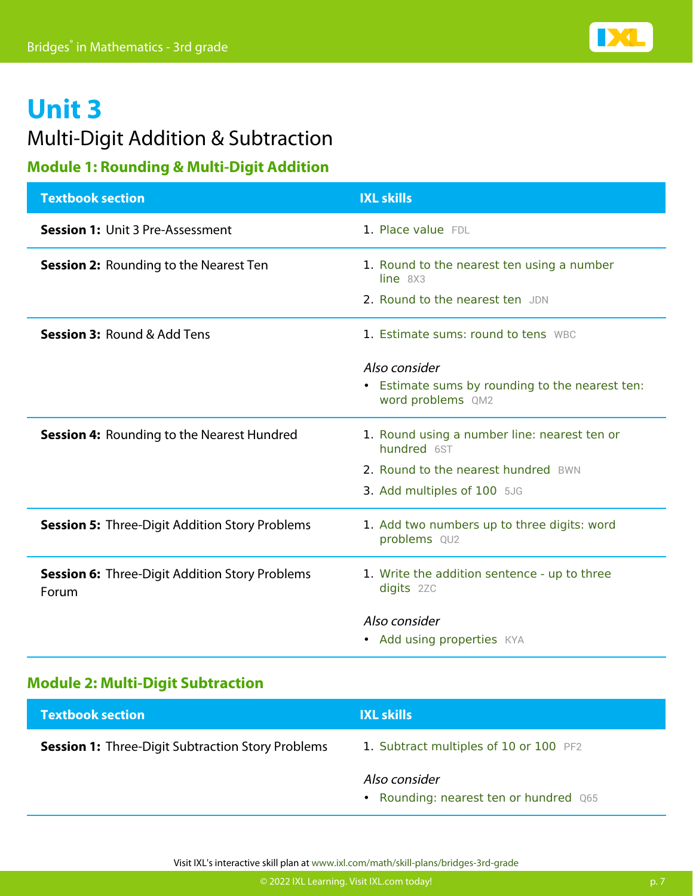# Unit 3

## Multi-Digit Addition & Subtraction

### Module 1: Rounding & Multi-Digit Addition

| Textbook section | IXL skills |
|---|---|
| **Session 1:** Unit 3 Pre-Assessment | 1. Place value FDL |
| **Session 2:** Rounding to the Nearest Ten | 1. Round to the nearest ten using a number line 8X3<br>2. Round to the nearest ten JDN |
| **Session 3:** Round & Add Tens | 1. Estimate sums: round to tens WBC<br><br>*Also consider*<br>• Estimate sums by rounding to the nearest ten: word problems QM2 |
| **Session 4:** Rounding to the Nearest Hundred | 1. Round using a number line: nearest ten or hundred 6ST<br>2. Round to the nearest hundred BWN<br>3. Add multiples of 100 5JG |
| **Session 5:** Three-Digit Addition Story Problems | 1. Add two numbers up to three digits: word problems QU2 |
| **Session 6:** Three-Digit Addition Story Problems Forum | 1. Write the addition sentence - up to three digits 2ZC<br><br>*Also consider*<br>• Add using properties KYA |

### Module 2: Multi-Digit Subtraction

| Textbook section | IXL skills |
|---|---|
| **Session 1:** Three-Digit Subtraction Story Problems | 1. Subtract multiples of 10 or 100 PF2<br><br>*Also consider*<br>• Rounding: nearest ten or hundred Q65 |

Visit IXL's interactive skill plan at www.ixl.com/math/skill-plans/bridges-3rd-grade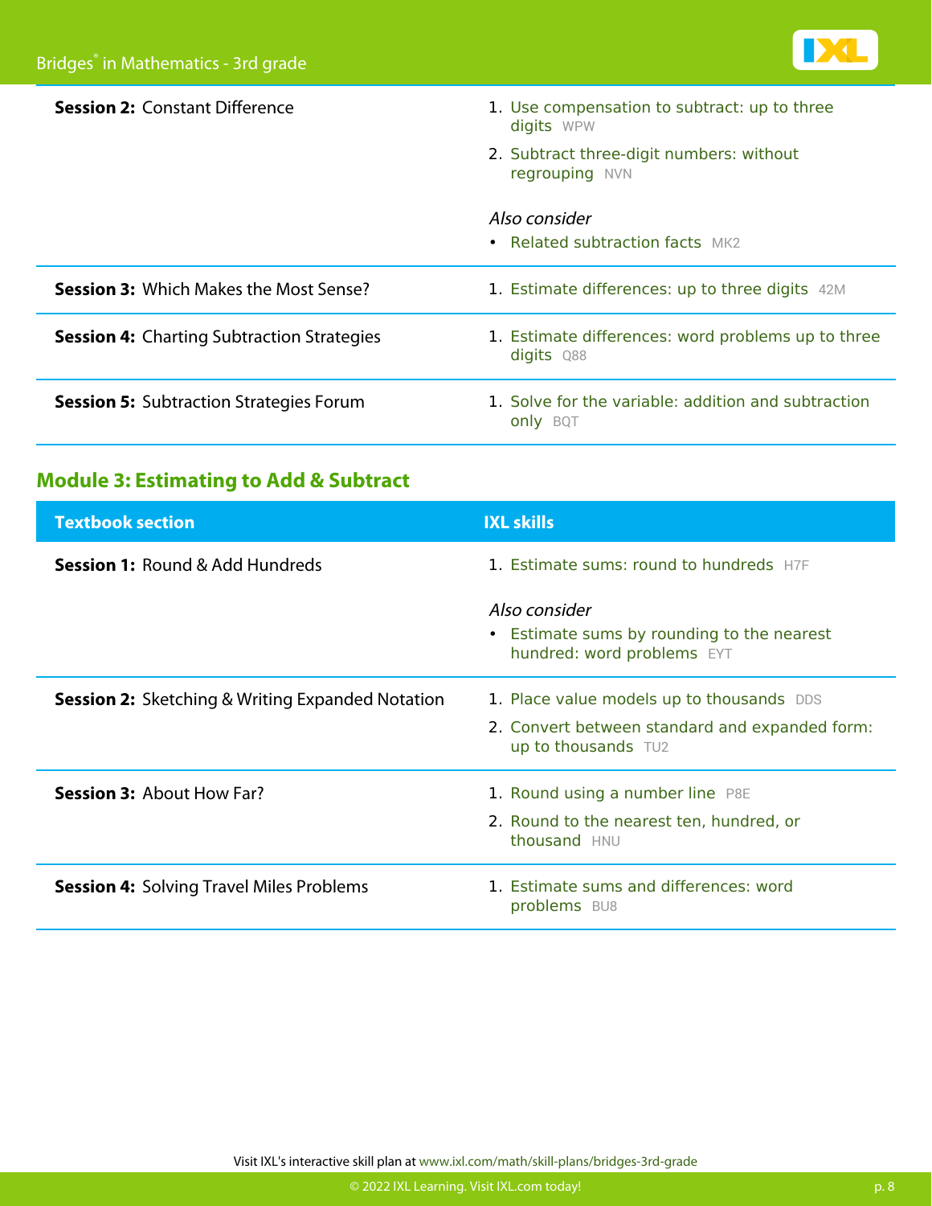| | |
|---|---|
| **Session 2:** Constant Difference | 1. Use compensation to subtract: up to three digits WPW<br>2. Subtract three-digit numbers: without regrouping NVN<br><br>*Also consider*<br>• Related subtraction facts MK2 |
| **Session 3:** Which Makes the Most Sense? | 1. Estimate differences: up to three digits 42M |
| **Session 4:** Charting Subtraction Strategies | 1. Estimate differences: word problems up to three digits Q88 |
| **Session 5:** Subtraction Strategies Forum | 1. Solve for the variable: addition and subtraction only BQT |

## Module 3: Estimating to Add & Subtract

| Textbook section | IXL skills |
|---|---|
| **Session 1:** Round & Add Hundreds | 1. Estimate sums: round to hundreds H7F<br><br>*Also consider*<br>• Estimate sums by rounding to the nearest hundred: word problems EYT |
| **Session 2:** Sketching & Writing Expanded Notation | 1. Place value models up to thousands DDS<br>2. Convert between standard and expanded form: up to thousands TU2 |
| **Session 3:** About How Far? | 1. Round using a number line P8E<br>2. Round to the nearest ten, hundred, or thousand HNU |
| **Session 4:** Solving Travel Miles Problems | 1. Estimate sums and differences: word problems BU8 |

Visit IXL's interactive skill plan at www.ixl.com/math/skill-plans/bridges-3rd-grade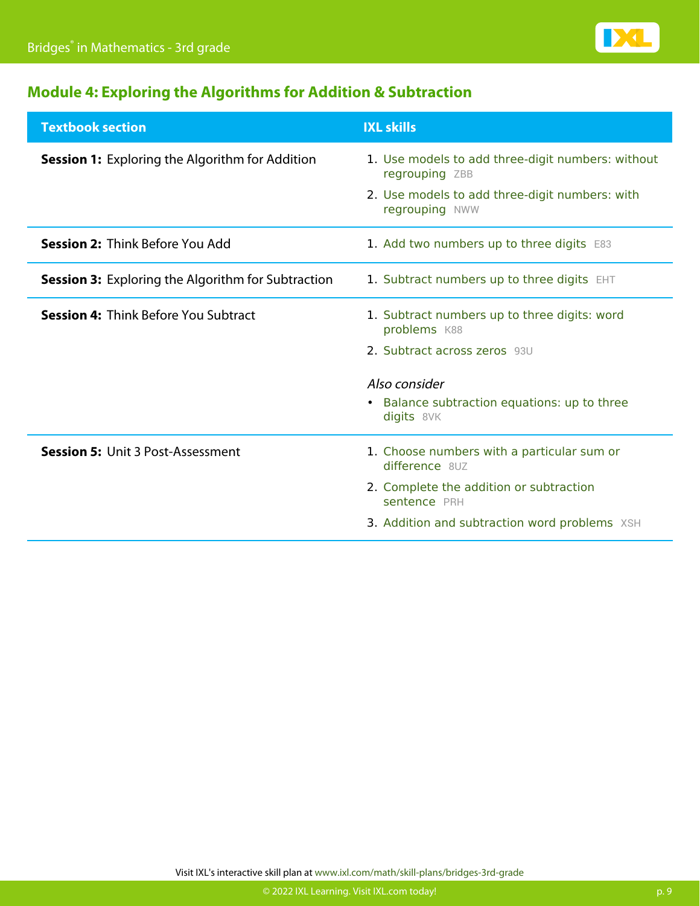## Module 4: Exploring the Algorithms for Addition & Subtraction

| Textbook section | IXL skills |
| --- | --- |
| **Session 1:** Exploring the Algorithm for Addition | 1. Use models to add three-digit numbers: without regrouping ZBB<br>2. Use models to add three-digit numbers: with regrouping NWW |
| **Session 2:** Think Before You Add | 1. Add two numbers up to three digits E83 |
| **Session 3:** Exploring the Algorithm for Subtraction | 1. Subtract numbers up to three digits EHT |
| **Session 4:** Think Before You Subtract | 1. Subtract numbers up to three digits: word problems K88<br>2. Subtract across zeros 93U<br><br>*Also consider*<br>• Balance subtraction equations: up to three digits 8VK |
| **Session 5:** Unit 3 Post-Assessment | 1. Choose numbers with a particular sum or difference 8UZ<br>2. Complete the addition or subtraction sentence PRH<br>3. Addition and subtraction word problems XSH |

Visit IXL's interactive skill plan at www.ixl.com/math/skill-plans/bridges-3rd-grade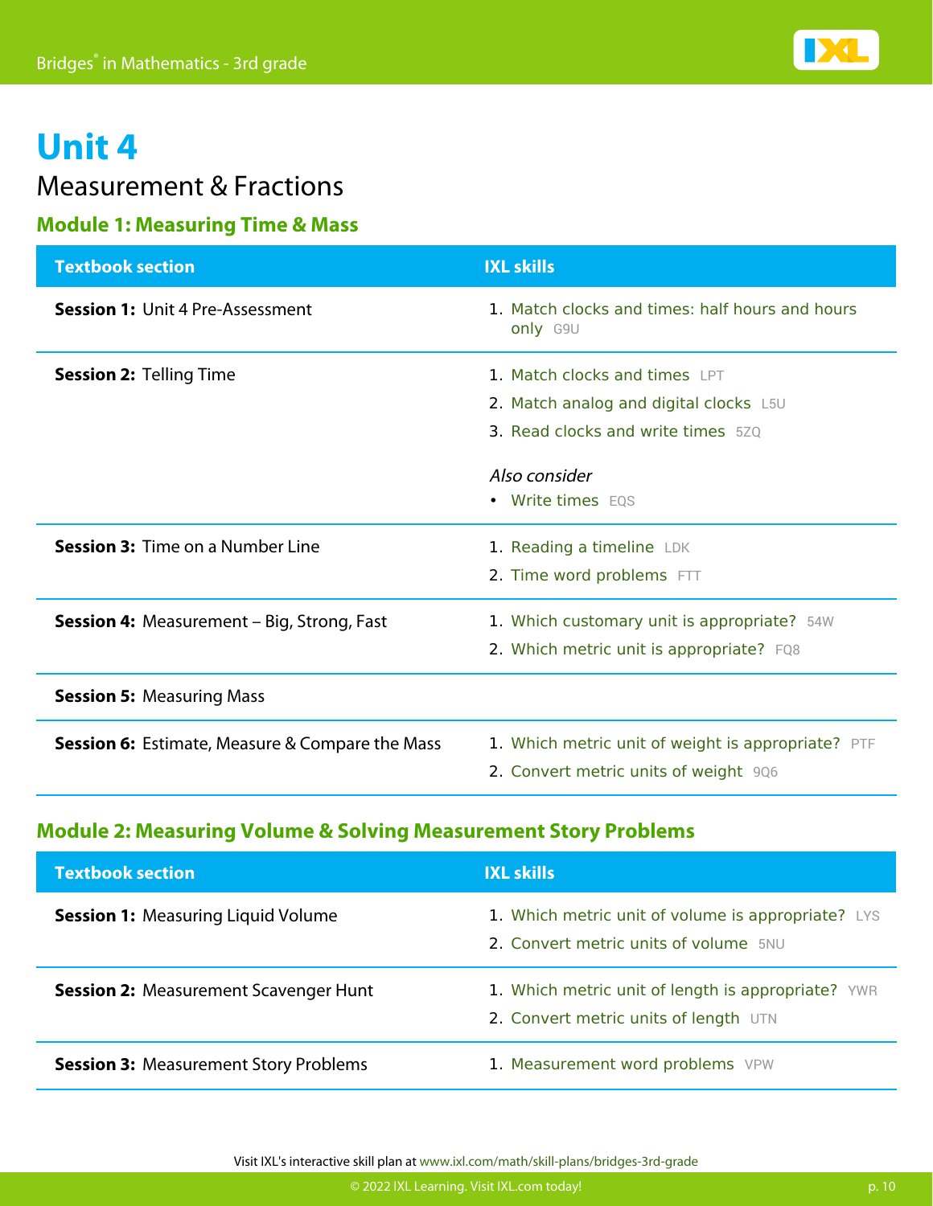# Unit 4

## Measurement & Fractions

### Module 1: Measuring Time & Mass

| Textbook section | IXL skills |
| --- | --- |
| **Session 1:** Unit 4 Pre-Assessment | 1. Match clocks and times: half hours and hours only G9U |
| **Session 2:** Telling Time | 1. Match clocks and times LPT<br>2. Match analog and digital clocks L5U<br>3. Read clocks and write times 5ZQ<br><br>*Also consider*<br>• Write times EQS |
| **Session 3:** Time on a Number Line | 1. Reading a timeline LDK<br>2. Time word problems FTT |
| **Session 4:** Measurement – Big, Strong, Fast | 1. Which customary unit is appropriate? 54W<br>2. Which metric unit is appropriate? FQ8 |
| **Session 5:** Measuring Mass | |
| **Session 6:** Estimate, Measure & Compare the Mass | 1. Which metric unit of weight is appropriate? PTF<br>2. Convert metric units of weight 9Q6 |

### Module 2: Measuring Volume & Solving Measurement Story Problems

| Textbook section | IXL skills |
| --- | --- |
| **Session 1:** Measuring Liquid Volume | 1. Which metric unit of volume is appropriate? LYS<br>2. Convert metric units of volume 5NU |
| **Session 2:** Measurement Scavenger Hunt | 1. Which metric unit of length is appropriate? YWR<br>2. Convert metric units of length UTN |
| **Session 3:** Measurement Story Problems | 1. Measurement word problems VPW |

Visit IXL's interactive skill plan at www.ixl.com/math/skill-plans/bridges-3rd-grade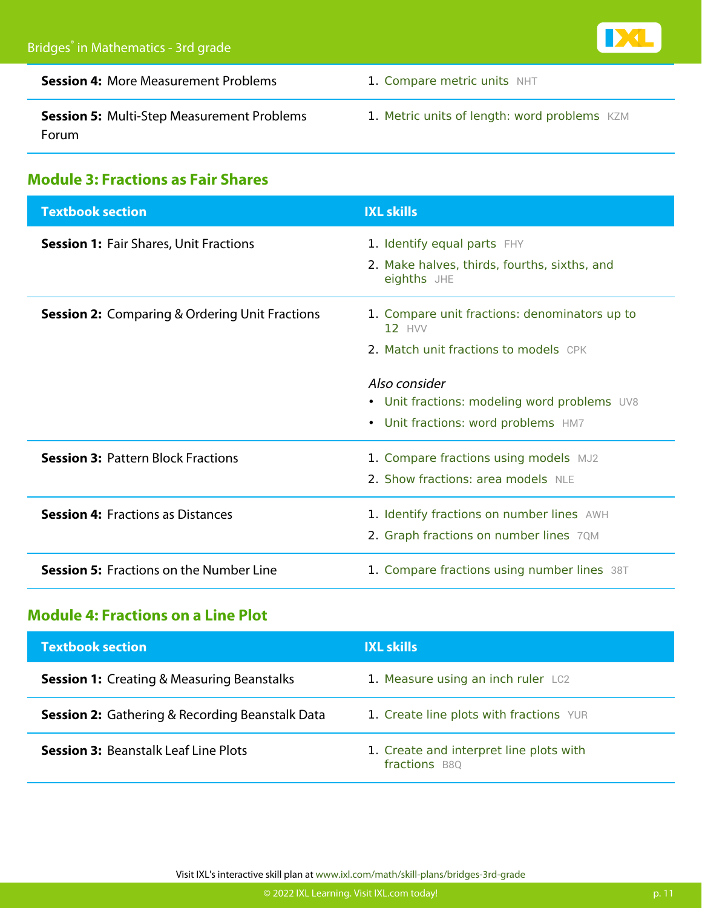| | |
|---|---|
| **Session 4:** More Measurement Problems | 1. Compare metric units NHT |
| **Session 5:** Multi-Step Measurement Problems Forum | 1. Metric units of length: word problems KZM |

## Module 3: Fractions as Fair Shares

| Textbook section | IXL skills |
|---|---|
| **Session 1:** Fair Shares, Unit Fractions | 1. Identify equal parts FHY<br>2. Make halves, thirds, fourths, sixths, and eighths JHE |
| **Session 2:** Comparing & Ordering Unit Fractions | 1. Compare unit fractions: denominators up to 12 HVV<br>2. Match unit fractions to models CPK<br><br>*Also consider*<br>• Unit fractions: modeling word problems UV8<br>• Unit fractions: word problems HM7 |
| **Session 3:** Pattern Block Fractions | 1. Compare fractions using models MJ2<br>2. Show fractions: area models NLE |
| **Session 4:** Fractions as Distances | 1. Identify fractions on number lines AWH<br>2. Graph fractions on number lines 7QM |
| **Session 5:** Fractions on the Number Line | 1. Compare fractions using number lines 38T |

## Module 4: Fractions on a Line Plot

| Textbook section | IXL skills |
|---|---|
| **Session 1:** Creating & Measuring Beanstalks | 1. Measure using an inch ruler LC2 |
| **Session 2:** Gathering & Recording Beanstalk Data | 1. Create line plots with fractions YUR |
| **Session 3:** Beanstalk Leaf Line Plots | 1. Create and interpret line plots with fractions B8Q |

Visit IXL's interactive skill plan at www.ixl.com/math/skill-plans/bridges-3rd-grade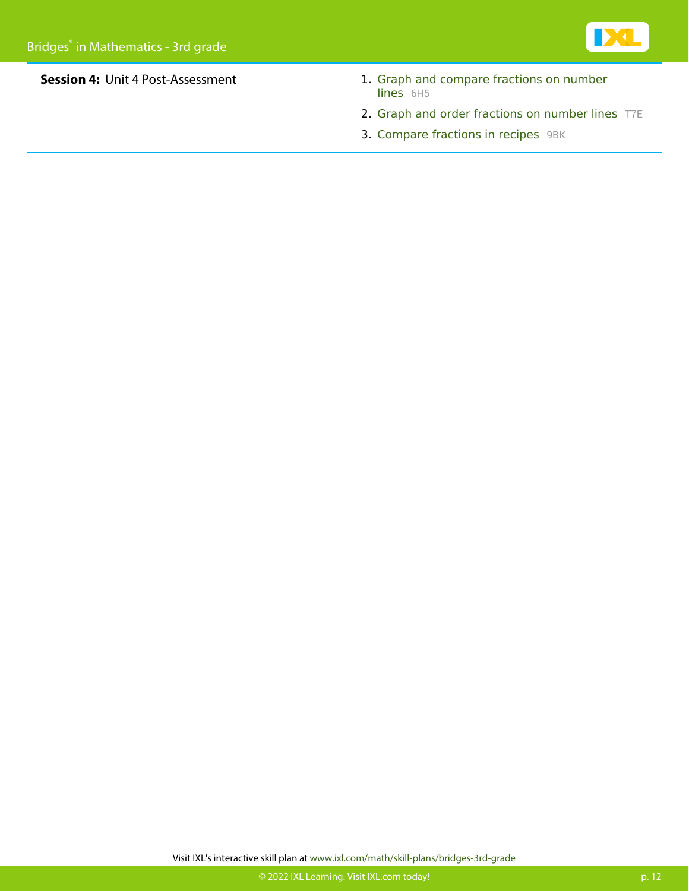**Session 4:** Unit 4 Post-Assessment

1. Graph and compare fractions on number lines 6H5
2. Graph and order fractions on number lines T7E
3. Compare fractions in recipes 9BK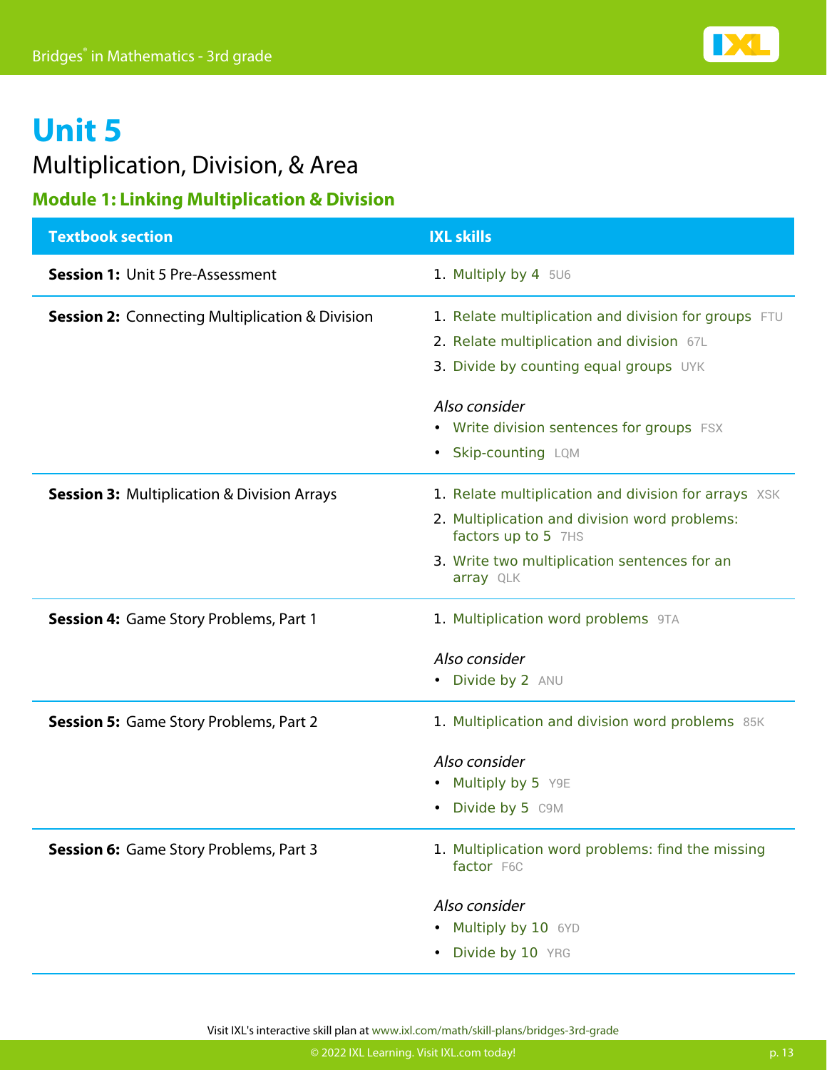# Unit 5

## Multiplication, Division, & Area

### Module 1: Linking Multiplication & Division

| Textbook section | IXL skills |
| --- | --- |
| **Session 1:** Unit 5 Pre-Assessment | 1. Multiply by 4 5U6 |
| **Session 2:** Connecting Multiplication & Division | 1. Relate multiplication and division for groups FTU<br>2. Relate multiplication and division 67L<br>3. Divide by counting equal groups UYK<br><br>*Also consider*<br>• Write division sentences for groups FSX<br>• Skip-counting LQM |
| **Session 3:** Multiplication & Division Arrays | 1. Relate multiplication and division for arrays XSK<br>2. Multiplication and division word problems: factors up to 5 7HS<br>3. Write two multiplication sentences for an array QLK |
| **Session 4:** Game Story Problems, Part 1 | 1. Multiplication word problems 9TA<br><br>*Also consider*<br>• Divide by 2 ANU |
| **Session 5:** Game Story Problems, Part 2 | 1. Multiplication and division word problems 85K<br><br>*Also consider*<br>• Multiply by 5 Y9E<br>• Divide by 5 C9M |
| **Session 6:** Game Story Problems, Part 3 | 1. Multiplication word problems: find the missing factor F6C<br><br>*Also consider*<br>• Multiply by 10 6YD<br>• Divide by 10 YRG |

Visit IXL's interactive skill plan at www.ixl.com/math/skill-plans/bridges-3rd-grade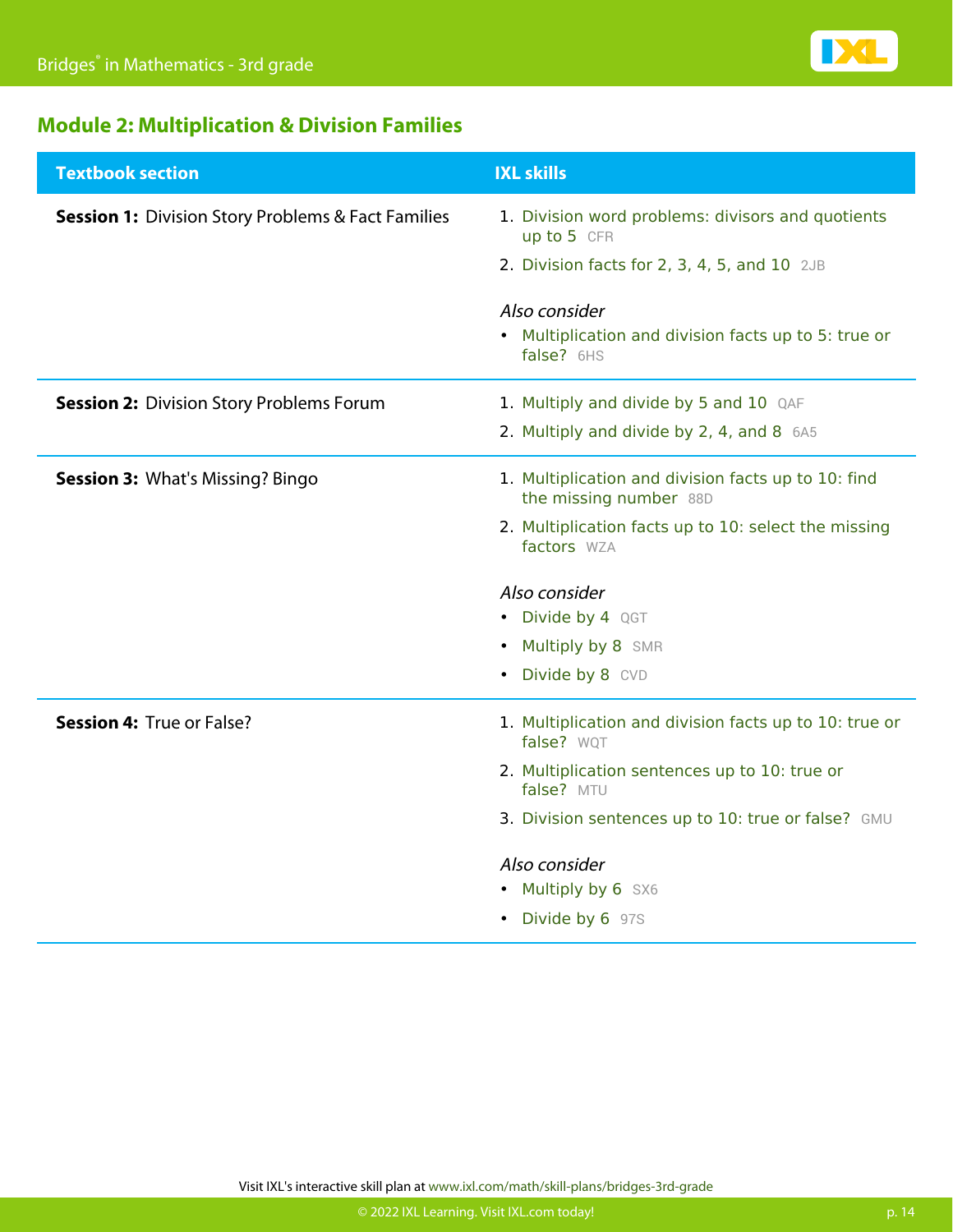## Module 2: Multiplication & Division Families

| Textbook section | IXL skills |
| --- | --- |
| **Session 1:** Division Story Problems & Fact Families | 1. Division word problems: divisors and quotients up to 5 CFR<br>2. Division facts for 2, 3, 4, 5, and 10 2JB<br><br>*Also consider*<br>• Multiplication and division facts up to 5: true or false? 6HS |
| **Session 2:** Division Story Problems Forum | 1. Multiply and divide by 5 and 10 QAF<br>2. Multiply and divide by 2, 4, and 8 6A5 |
| **Session 3:** What's Missing? Bingo | 1. Multiplication and division facts up to 10: find the missing number 88D<br>2. Multiplication facts up to 10: select the missing factors WZA<br><br>*Also consider*<br>• Divide by 4 QGT<br>• Multiply by 8 SMR<br>• Divide by 8 CVD |
| **Session 4:** True or False? | 1. Multiplication and division facts up to 10: true or false? WQT<br>2. Multiplication sentences up to 10: true or false? MTU<br>3. Division sentences up to 10: true or false? GMU<br><br>*Also consider*<br>• Multiply by 6 SX6<br>• Divide by 6 97S |

Visit IXL's interactive skill plan at www.ixl.com/math/skill-plans/bridges-3rd-grade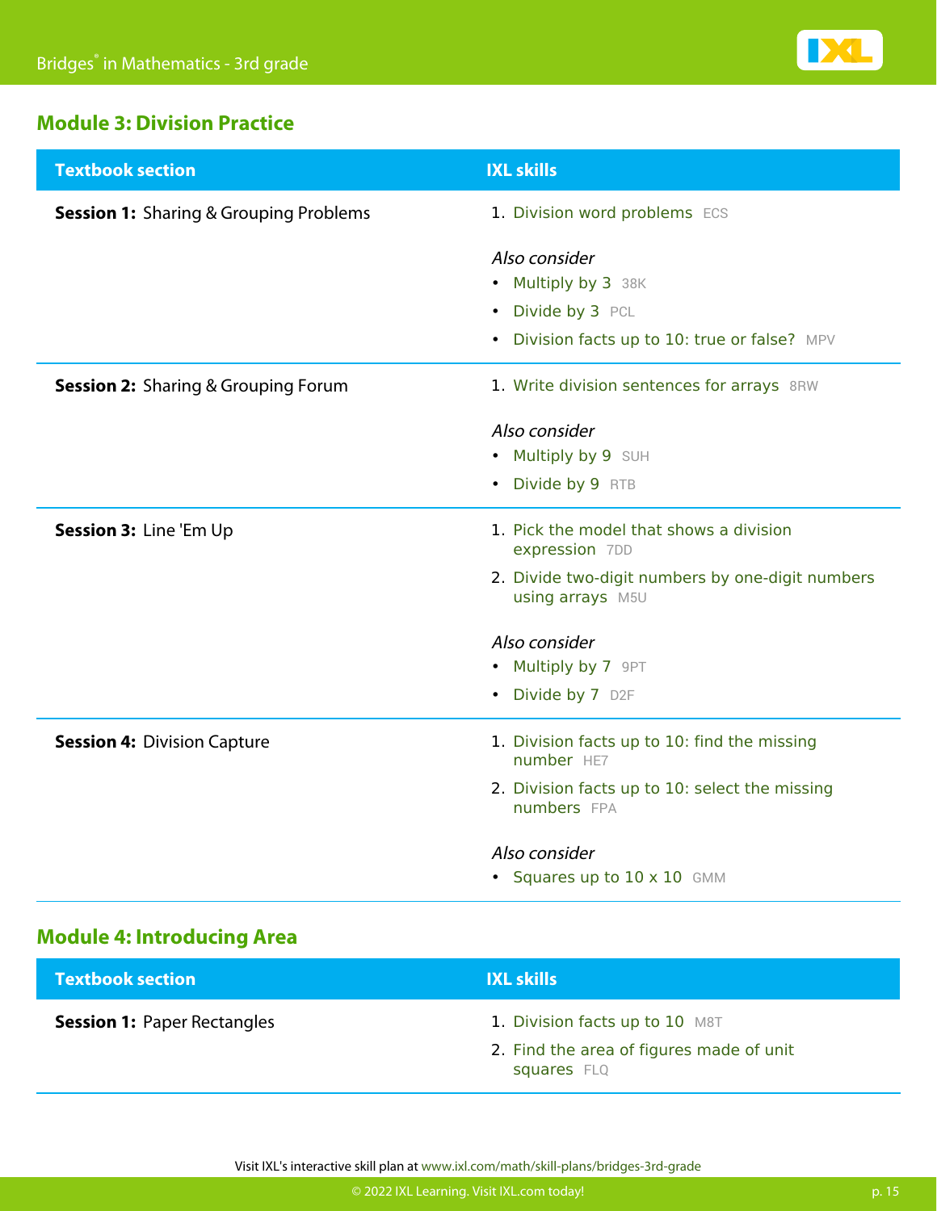## Module 3: Division Practice

| Textbook section | IXL skills |
| --- | --- |
| **Session 1:** Sharing & Grouping Problems | 1. Division word problems ECS<br><br>*Also consider*<br>• Multiply by 3 38K<br>• Divide by 3 PCL<br>• Division facts up to 10: true or false? MPV |
| **Session 2:** Sharing & Grouping Forum | 1. Write division sentences for arrays 8RW<br><br>*Also consider*<br>• Multiply by 9 SUH<br>• Divide by 9 RTB |
| **Session 3:** Line 'Em Up | 1. Pick the model that shows a division expression 7DD<br>2. Divide two-digit numbers by one-digit numbers using arrays M5U<br><br>*Also consider*<br>• Multiply by 7 9PT<br>• Divide by 7 D2F |
| **Session 4:** Division Capture | 1. Division facts up to 10: find the missing number HE7<br>2. Division facts up to 10: select the missing numbers FPA<br><br>*Also consider*<br>• Squares up to 10 x 10 GMM |

## Module 4: Introducing Area

| Textbook section | IXL skills |
| --- | --- |
| **Session 1:** Paper Rectangles | 1. Division facts up to 10 M8T<br>2. Find the area of figures made of unit squares FLQ |

Visit IXL's interactive skill plan at www.ixl.com/math/skill-plans/bridges-3rd-grade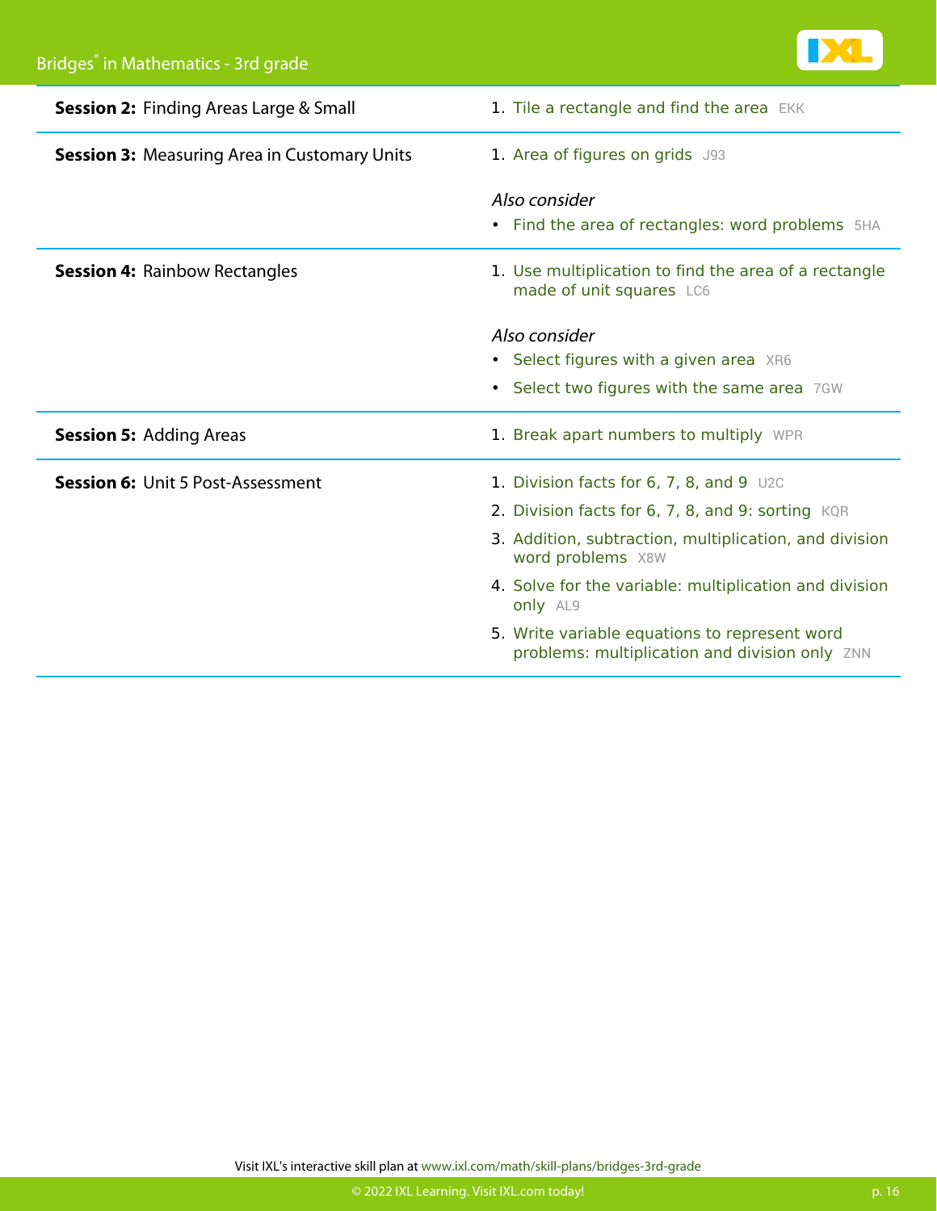| Session | Skills |
|---|---|
| **Session 2:** Finding Areas Large & Small | 1. Tile a rectangle and find the area EKK |
| **Session 3:** Measuring Area in Customary Units | 1. Area of figures on grids J93<br><br>*Also consider*<br>• Find the area of rectangles: word problems 5HA |
| **Session 4:** Rainbow Rectangles | 1. Use multiplication to find the area of a rectangle made of unit squares LC6<br><br>*Also consider*<br>• Select figures with a given area XR6<br>• Select two figures with the same area 7GW |
| **Session 5:** Adding Areas | 1. Break apart numbers to multiply WPR |
| **Session 6:** Unit 5 Post-Assessment | 1. Division facts for 6, 7, 8, and 9 U2C<br>2. Division facts for 6, 7, 8, and 9: sorting KQR<br>3. Addition, subtraction, multiplication, and division word problems X8W<br>4. Solve for the variable: multiplication and division only AL9<br>5. Write variable equations to represent word problems: multiplication and division only ZNN |

Visit IXL's interactive skill plan at www.ixl.com/math/skill-plans/bridges-3rd-grade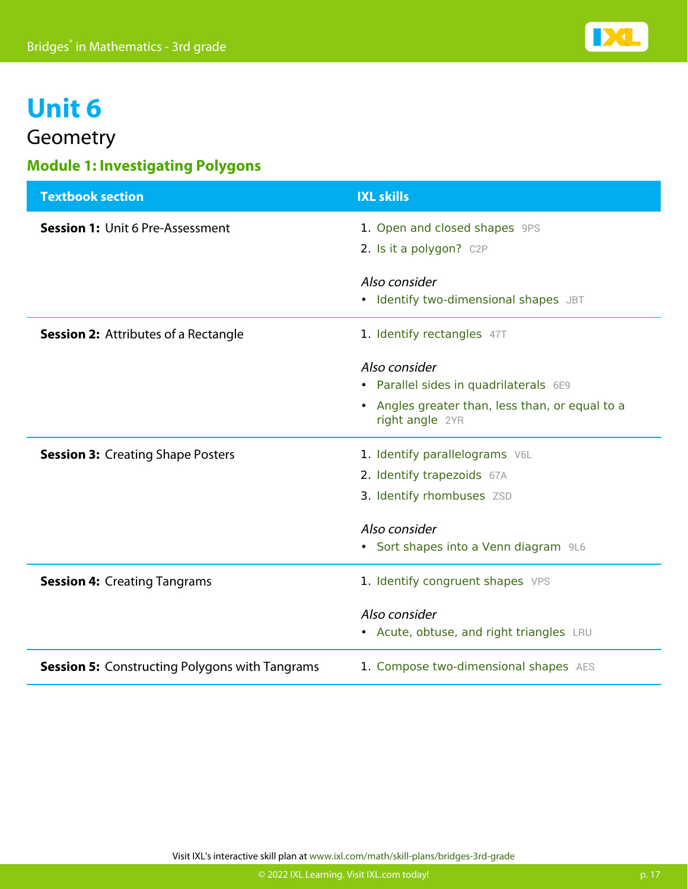# Unit 6

## Geometry

### Module 1: Investigating Polygons

| Textbook section | IXL skills |
| --- | --- |
| **Session 1:** Unit 6 Pre-Assessment | 1. Open and closed shapes 9PS<br>2. Is it a polygon? C2P<br><br>*Also consider*<br>• Identify two-dimensional shapes JBT |
| **Session 2:** Attributes of a Rectangle | 1. Identify rectangles 47T<br><br>*Also consider*<br>• Parallel sides in quadrilaterals 6E9<br>• Angles greater than, less than, or equal to a right angle 2YR |
| **Session 3:** Creating Shape Posters | 1. Identify parallelograms V6L<br>2. Identify trapezoids 67A<br>3. Identify rhombuses ZSD<br><br>*Also consider*<br>• Sort shapes into a Venn diagram 9L6 |
| **Session 4:** Creating Tangrams | 1. Identify congruent shapes VPS<br><br>*Also consider*<br>• Acute, obtuse, and right triangles LRU |
| **Session 5:** Constructing Polygons with Tangrams | 1. Compose two-dimensional shapes AES |

Visit IXL's interactive skill plan at www.ixl.com/math/skill-plans/bridges-3rd-grade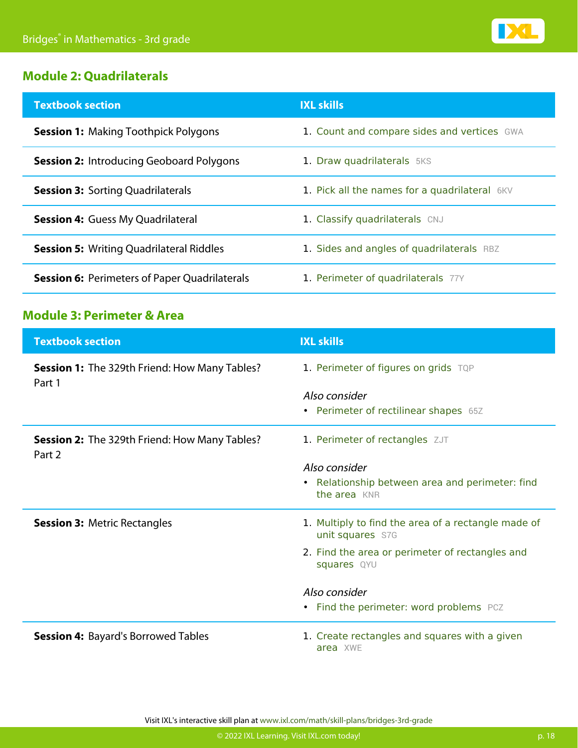## Module 2: Quadrilaterals

| Textbook section | IXL skills |
|---|---|
| **Session 1:** Making Toothpick Polygons | 1. Count and compare sides and vertices GWA |
| **Session 2:** Introducing Geoboard Polygons | 1. Draw quadrilaterals 5KS |
| **Session 3:** Sorting Quadrilaterals | 1. Pick all the names for a quadrilateral 6KV |
| **Session 4:** Guess My Quadrilateral | 1. Classify quadrilaterals CNJ |
| **Session 5:** Writing Quadrilateral Riddles | 1. Sides and angles of quadrilaterals RBZ |
| **Session 6:** Perimeters of Paper Quadrilaterals | 1. Perimeter of quadrilaterals 77Y |

## Module 3: Perimeter & Area

| Textbook section | IXL skills |
|---|---|
| **Session 1:** The 329th Friend: How Many Tables? Part 1 | 1. Perimeter of figures on grids TQP<br><br>*Also consider*<br>• Perimeter of rectilinear shapes 65Z |
| **Session 2:** The 329th Friend: How Many Tables? Part 2 | 1. Perimeter of rectangles ZJT<br><br>*Also consider*<br>• Relationship between area and perimeter: find the area KNR |
| **Session 3:** Metric Rectangles | 1. Multiply to find the area of a rectangle made of unit squares S7G<br>2. Find the area or perimeter of rectangles and squares QYU<br><br>*Also consider*<br>• Find the perimeter: word problems PCZ |
| **Session 4:** Bayard's Borrowed Tables | 1. Create rectangles and squares with a given area XWE |

Visit IXL's interactive skill plan at www.ixl.com/math/skill-plans/bridges-3rd-grade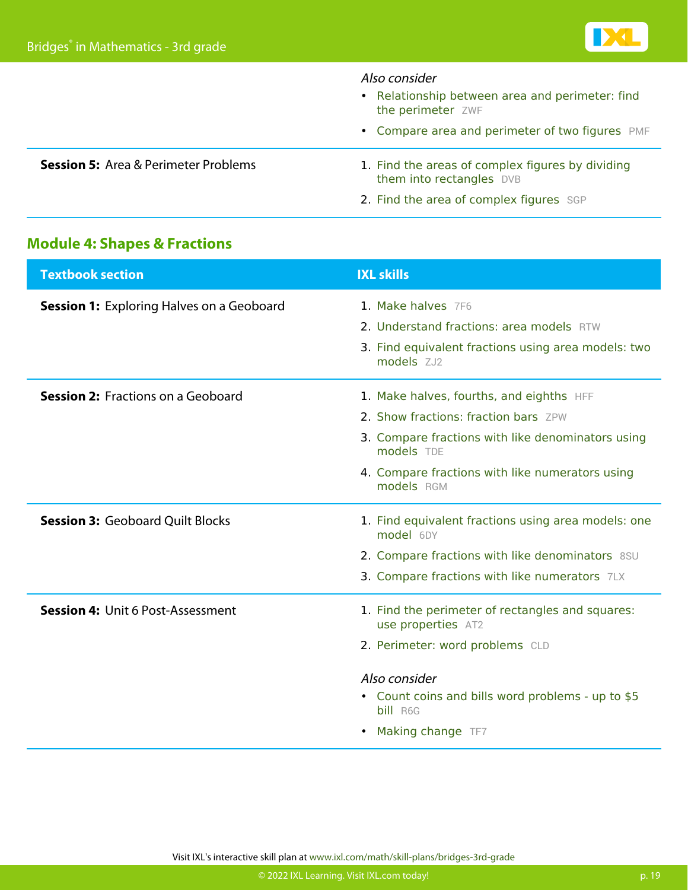| | |
|---|---|
| | *Also consider*<br>• Relationship between area and perimeter: find the perimeter ZWF<br>• Compare area and perimeter of two figures PMF |
| **Session 5:** Area & Perimeter Problems | 1. Find the areas of complex figures by dividing them into rectangles DVB<br>2. Find the area of complex figures SGP |

## Module 4: Shapes & Fractions

| Textbook section | IXL skills |
|---|---|
| **Session 1:** Exploring Halves on a Geoboard | 1. Make halves 7F6<br>2. Understand fractions: area models RTW<br>3. Find equivalent fractions using area models: two models ZJ2 |
| **Session 2:** Fractions on a Geoboard | 1. Make halves, fourths, and eighths HFF<br>2. Show fractions: fraction bars ZPW<br>3. Compare fractions with like denominators using models TDE<br>4. Compare fractions with like numerators using models RGM |
| **Session 3:** Geoboard Quilt Blocks | 1. Find equivalent fractions using area models: one model 6DY<br>2. Compare fractions with like denominators 8SU<br>3. Compare fractions with like numerators 7LX |
| **Session 4:** Unit 6 Post-Assessment | 1. Find the perimeter of rectangles and squares: use properties AT2<br>2. Perimeter: word problems CLD<br><br>*Also consider*<br>• Count coins and bills word problems - up to $5 bill R6G<br>• Making change TF7 |

Visit IXL's interactive skill plan at www.ixl.com/math/skill-plans/bridges-3rd-grade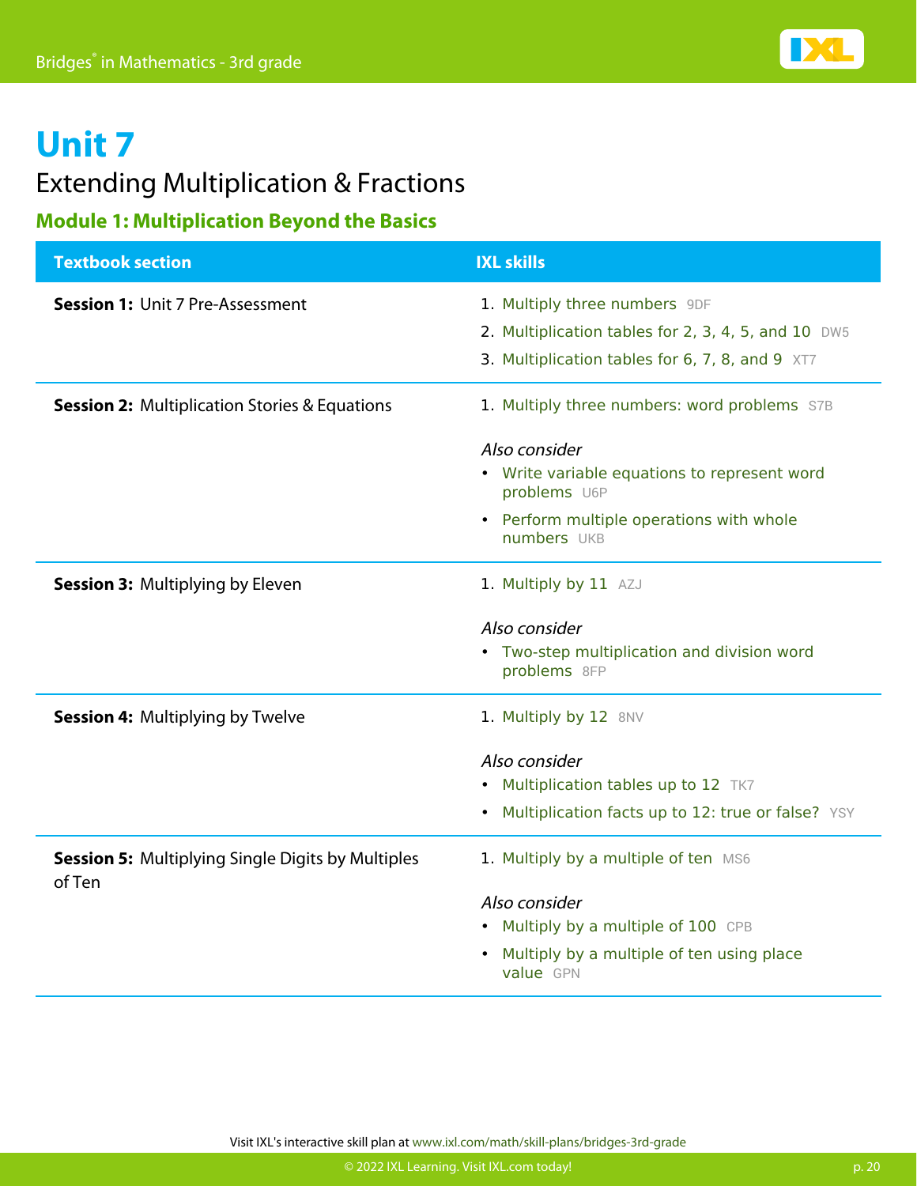# Unit 7

## Extending Multiplication & Fractions

### Module 1: Multiplication Beyond the Basics

| Textbook section | IXL skills |
| --- | --- |
| **Session 1:** Unit 7 Pre-Assessment | 1. Multiply three numbers 9DF<br>2. Multiplication tables for 2, 3, 4, 5, and 10 DW5<br>3. Multiplication tables for 6, 7, 8, and 9 XT7 |
| **Session 2:** Multiplication Stories & Equations | 1. Multiply three numbers: word problems S7B<br><br>*Also consider*<br>• Write variable equations to represent word problems U6P<br>• Perform multiple operations with whole numbers UKB |
| **Session 3:** Multiplying by Eleven | 1. Multiply by 11 AZJ<br><br>*Also consider*<br>• Two-step multiplication and division word problems 8FP |
| **Session 4:** Multiplying by Twelve | 1. Multiply by 12 8NV<br><br>*Also consider*<br>• Multiplication tables up to 12 TK7<br>• Multiplication facts up to 12: true or false? YSY |
| **Session 5:** Multiplying Single Digits by Multiples of Ten | 1. Multiply by a multiple of ten MS6<br><br>*Also consider*<br>• Multiply by a multiple of 100 CPB<br>• Multiply by a multiple of ten using place value GPN |

Visit IXL's interactive skill plan at www.ixl.com/math/skill-plans/bridges-3rd-grade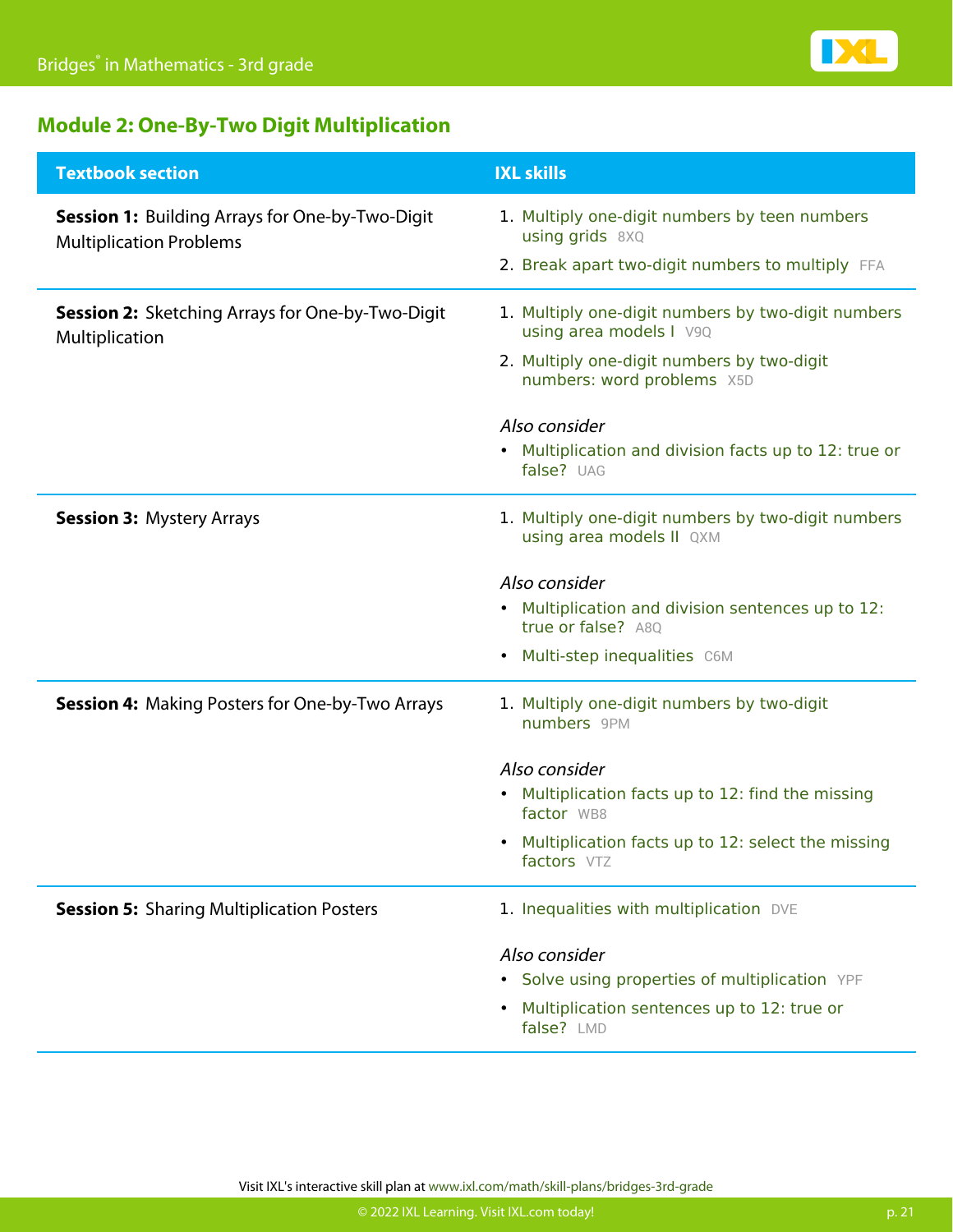## Module 2: One-By-Two Digit Multiplication

| Textbook section | IXL skills |
|---|---|
| **Session 1:** Building Arrays for One-by-Two-Digit Multiplication Problems | 1. Multiply one-digit numbers by teen numbers using grids 8XQ<br>2. Break apart two-digit numbers to multiply FFA |
| **Session 2:** Sketching Arrays for One-by-Two-Digit Multiplication | 1. Multiply one-digit numbers by two-digit numbers using area models I V9Q<br>2. Multiply one-digit numbers by two-digit numbers: word problems X5D<br><br>*Also consider*<br>• Multiplication and division facts up to 12: true or false? UAG |
| **Session 3:** Mystery Arrays | 1. Multiply one-digit numbers by two-digit numbers using area models II QXM<br><br>*Also consider*<br>• Multiplication and division sentences up to 12: true or false? A8Q<br>• Multi-step inequalities C6M |
| **Session 4:** Making Posters for One-by-Two Arrays | 1. Multiply one-digit numbers by two-digit numbers 9PM<br><br>*Also consider*<br>• Multiplication facts up to 12: find the missing factor WB8<br>• Multiplication facts up to 12: select the missing factors VTZ |
| **Session 5:** Sharing Multiplication Posters | 1. Inequalities with multiplication DVE<br><br>*Also consider*<br>• Solve using properties of multiplication YPF<br>• Multiplication sentences up to 12: true or false? LMD |

Visit IXL's interactive skill plan at www.ixl.com/math/skill-plans/bridges-3rd-grade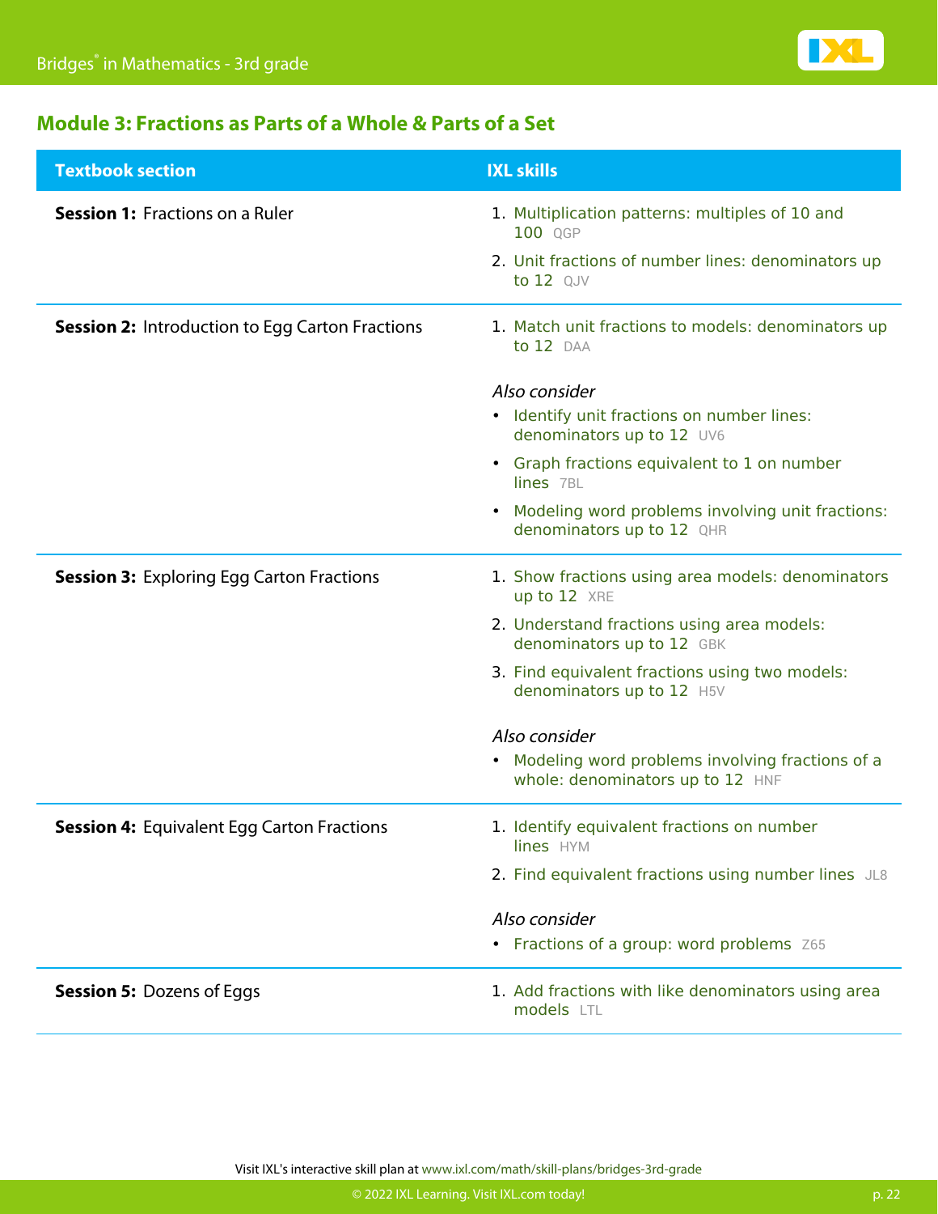## Module 3: Fractions as Parts of a Whole & Parts of a Set

| Textbook section | IXL skills |
|---|---|
| **Session 1:** Fractions on a Ruler | 1. Multiplication patterns: multiples of 10 and 100 QGP<br>2. Unit fractions of number lines: denominators up to 12 QJV |
| **Session 2:** Introduction to Egg Carton Fractions | 1. Match unit fractions to models: denominators up to 12 DAA<br><br>*Also consider*<br>• Identify unit fractions on number lines: denominators up to 12 UV6<br>• Graph fractions equivalent to 1 on number lines 7BL<br>• Modeling word problems involving unit fractions: denominators up to 12 QHR |
| **Session 3:** Exploring Egg Carton Fractions | 1. Show fractions using area models: denominators up to 12 XRE<br>2. Understand fractions using area models: denominators up to 12 GBK<br>3. Find equivalent fractions using two models: denominators up to 12 H5V<br><br>*Also consider*<br>• Modeling word problems involving fractions of a whole: denominators up to 12 HNF |
| **Session 4:** Equivalent Egg Carton Fractions | 1. Identify equivalent fractions on number lines HYM<br>2. Find equivalent fractions using number lines JL8<br><br>*Also consider*<br>• Fractions of a group: word problems Z65 |
| **Session 5:** Dozens of Eggs | 1. Add fractions with like denominators using area models LTL |

Visit IXL's interactive skill plan at www.ixl.com/math/skill-plans/bridges-3rd-grade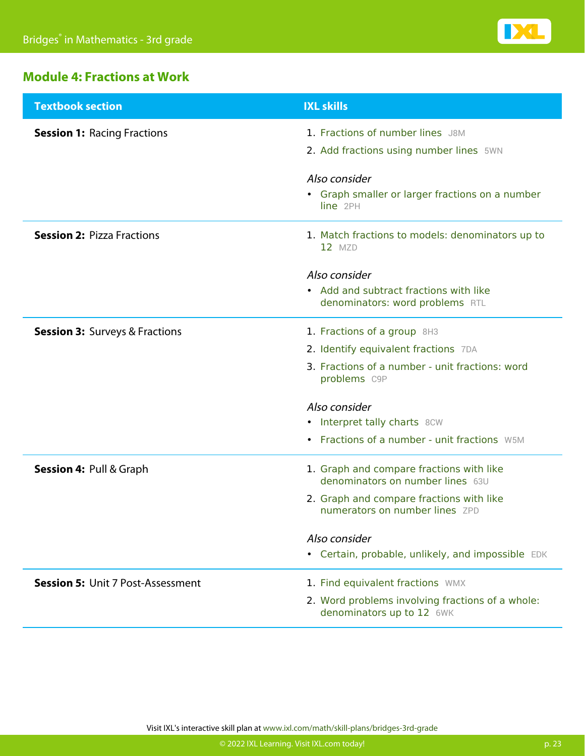## Module 4: Fractions at Work

| Textbook section | IXL skills |
| --- | --- |
| **Session 1:** Racing Fractions | 1. Fractions of number lines J8M<br>2. Add fractions using number lines 5WN<br><br>*Also consider*<br>• Graph smaller or larger fractions on a number line 2PH |
| **Session 2:** Pizza Fractions | 1. Match fractions to models: denominators up to 12 MZD<br><br>*Also consider*<br>• Add and subtract fractions with like denominators: word problems RTL |
| **Session 3:** Surveys & Fractions | 1. Fractions of a group 8H3<br>2. Identify equivalent fractions 7DA<br>3. Fractions of a number - unit fractions: word problems C9P<br><br>*Also consider*<br>• Interpret tally charts 8CW<br>• Fractions of a number - unit fractions W5M |
| **Session 4:** Pull & Graph | 1. Graph and compare fractions with like denominators on number lines 63U<br>2. Graph and compare fractions with like numerators on number lines ZPD<br><br>*Also consider*<br>• Certain, probable, unlikely, and impossible EDK |
| **Session 5:** Unit 7 Post-Assessment | 1. Find equivalent fractions WMX<br>2. Word problems involving fractions of a whole: denominators up to 12 6WK |

Visit IXL's interactive skill plan at www.ixl.com/math/skill-plans/bridges-3rd-grade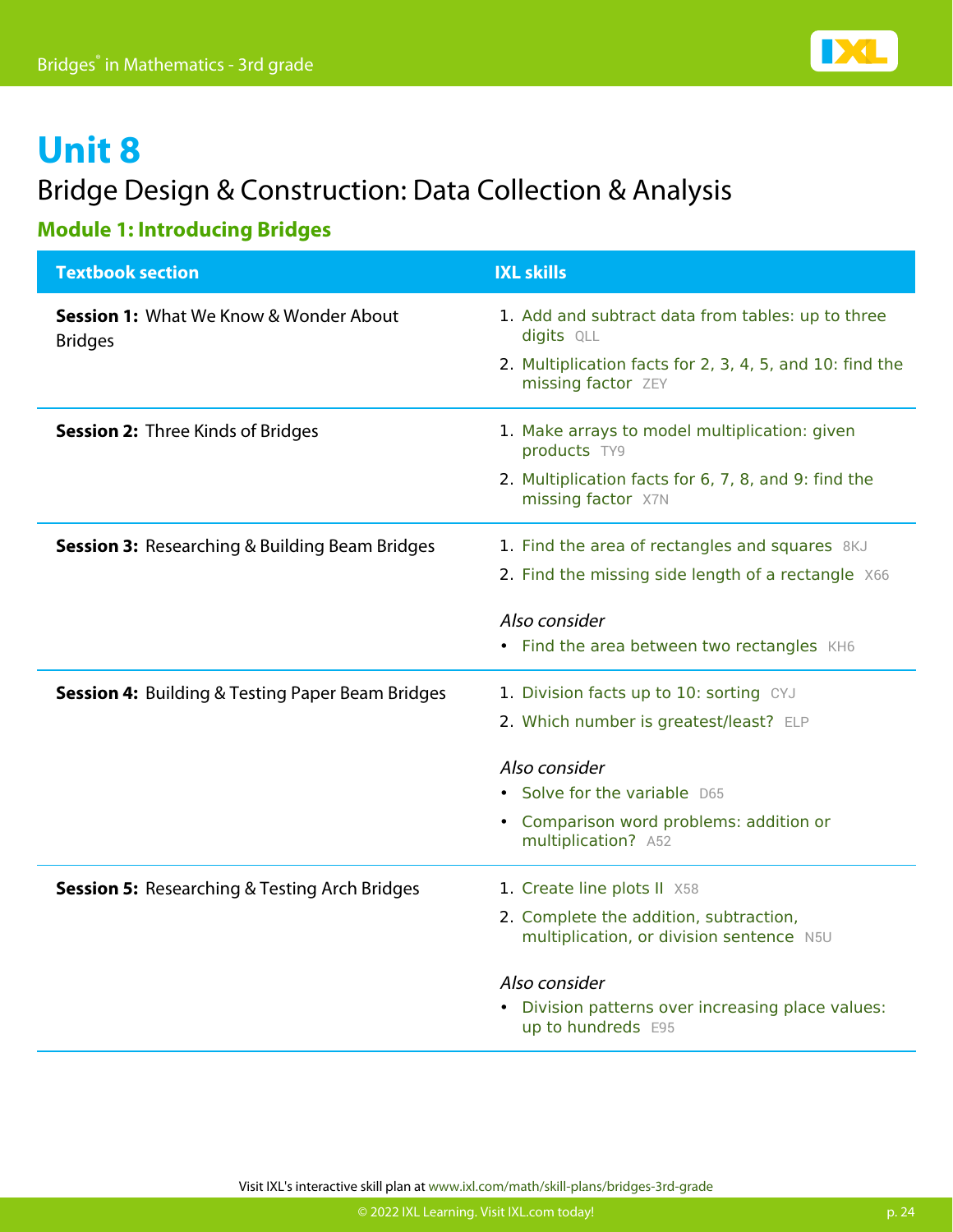# Unit 8

## Bridge Design & Construction: Data Collection & Analysis

### Module 1: Introducing Bridges

| Textbook section | IXL skills |
|---|---|
| **Session 1:** What We Know & Wonder About Bridges | 1. Add and subtract data from tables: up to three digits QLL<br>2. Multiplication facts for 2, 3, 4, 5, and 10: find the missing factor ZEY |
| **Session 2:** Three Kinds of Bridges | 1. Make arrays to model multiplication: given products TY9<br>2. Multiplication facts for 6, 7, 8, and 9: find the missing factor X7N |
| **Session 3:** Researching & Building Beam Bridges | 1. Find the area of rectangles and squares 8KJ<br>2. Find the missing side length of a rectangle X66<br><br>*Also consider*<br>• Find the area between two rectangles KH6 |
| **Session 4:** Building & Testing Paper Beam Bridges | 1. Division facts up to 10: sorting CYJ<br>2. Which number is greatest/least? ELP<br><br>*Also consider*<br>• Solve for the variable D65<br>• Comparison word problems: addition or multiplication? A52 |
| **Session 5:** Researching & Testing Arch Bridges | 1. Create line plots II X58<br>2. Complete the addition, subtraction, multiplication, or division sentence N5U<br><br>*Also consider*<br>• Division patterns over increasing place values: up to hundreds E95 |

Visit IXL's interactive skill plan at www.ixl.com/math/skill-plans/bridges-3rd-grade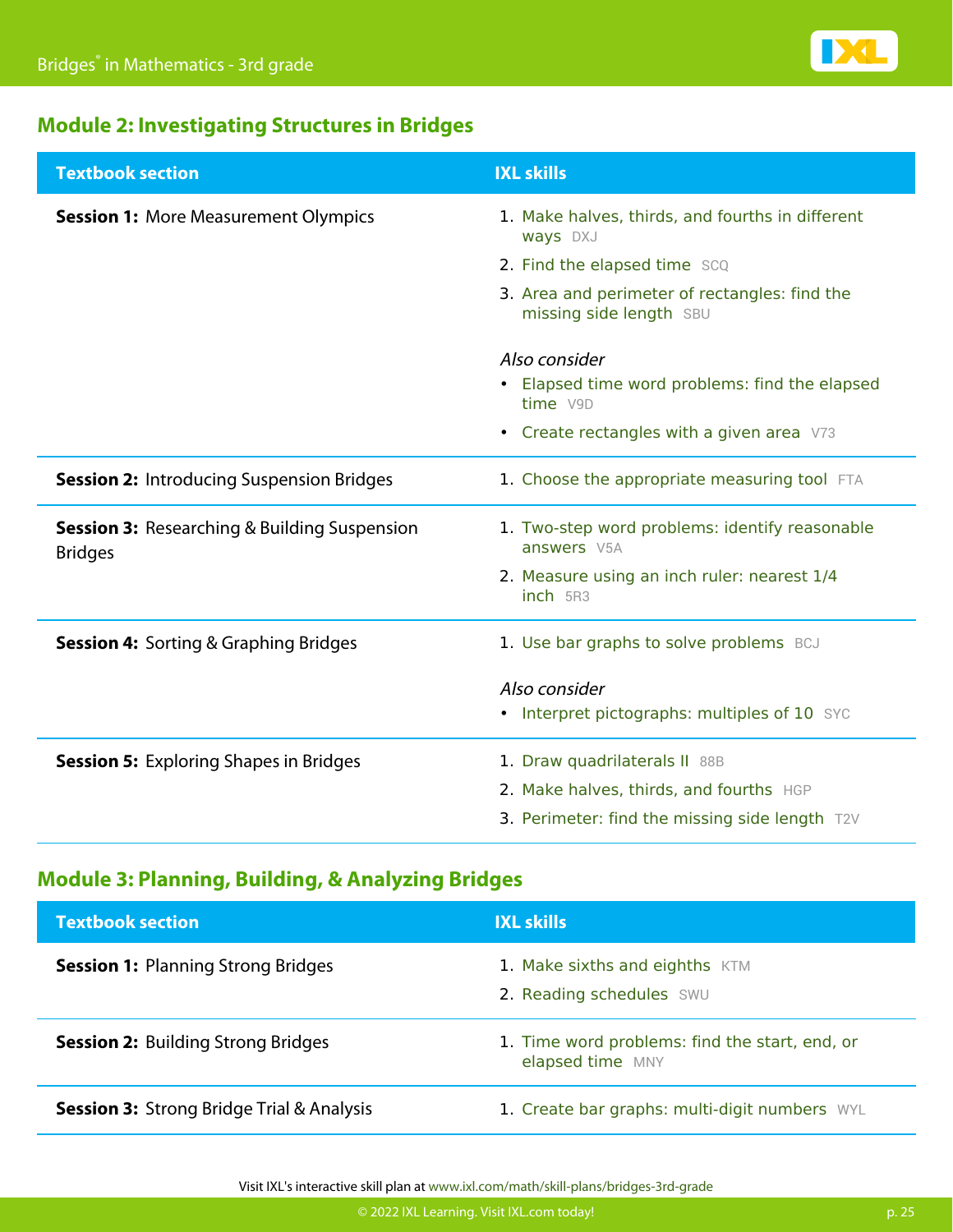## Module 2: Investigating Structures in Bridges

| Textbook section | IXL skills |
|---|---|
| **Session 1:** More Measurement Olympics | 1. Make halves, thirds, and fourths in different ways DXJ<br>2. Find the elapsed time SCQ<br>3. Area and perimeter of rectangles: find the missing side length SBU<br><br>*Also consider*<br>• Elapsed time word problems: find the elapsed time V9D<br>• Create rectangles with a given area V73 |
| **Session 2:** Introducing Suspension Bridges | 1. Choose the appropriate measuring tool FTA |
| **Session 3:** Researching & Building Suspension Bridges | 1. Two-step word problems: identify reasonable answers V5A<br>2. Measure using an inch ruler: nearest 1/4 inch 5R3 |
| **Session 4:** Sorting & Graphing Bridges | 1. Use bar graphs to solve problems BCJ<br><br>*Also consider*<br>• Interpret pictographs: multiples of 10 SYC |
| **Session 5:** Exploring Shapes in Bridges | 1. Draw quadrilaterals II 88B<br>2. Make halves, thirds, and fourths HGP<br>3. Perimeter: find the missing side length T2V |

## Module 3: Planning, Building, & Analyzing Bridges

| Textbook section | IXL skills |
|---|---|
| **Session 1:** Planning Strong Bridges | 1. Make sixths and eighths KTM<br>2. Reading schedules SWU |
| **Session 2:** Building Strong Bridges | 1. Time word problems: find the start, end, or elapsed time MNY |
| **Session 3:** Strong Bridge Trial & Analysis | 1. Create bar graphs: multi-digit numbers WYL |

Visit IXL's interactive skill plan at www.ixl.com/math/skill-plans/bridges-3rd-grade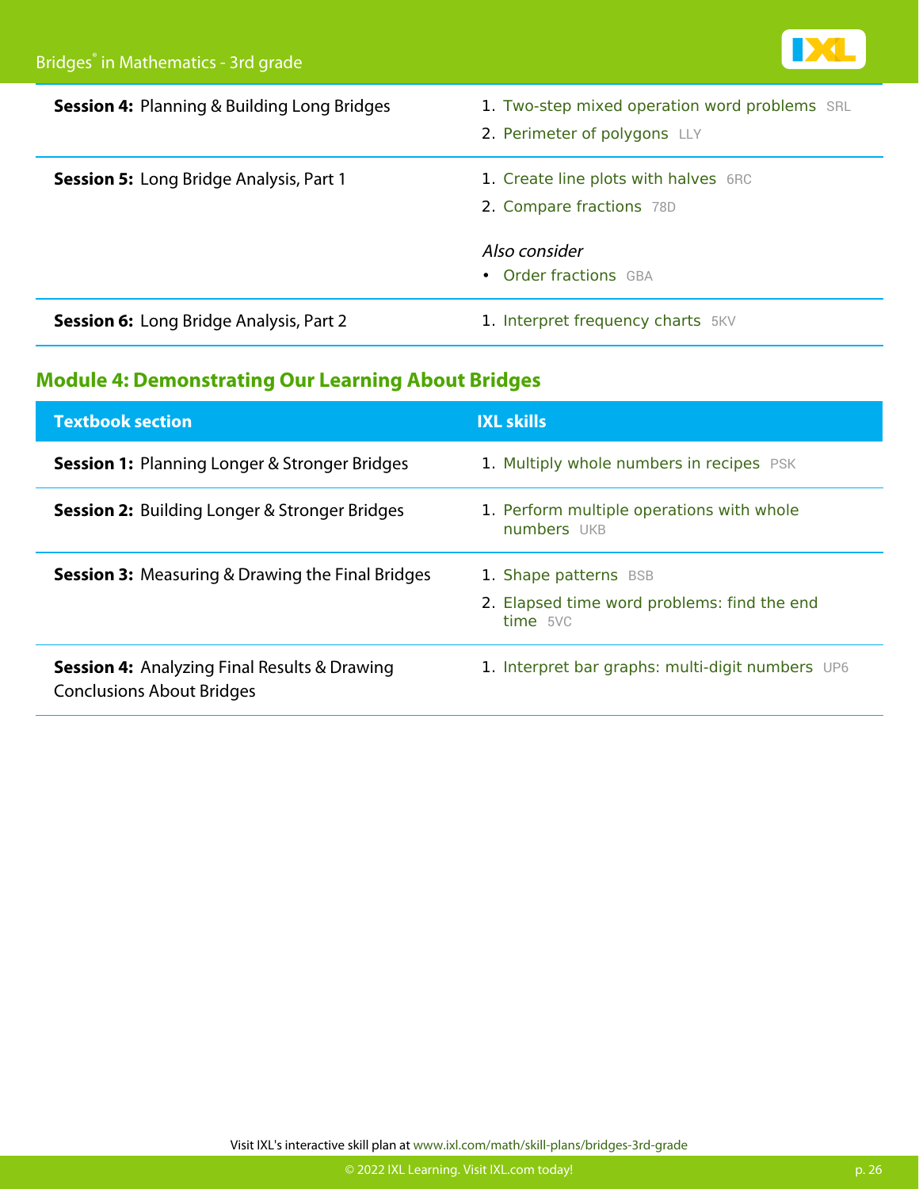| | |
|---|---|
| **Session 4:** Planning & Building Long Bridges | 1. Two-step mixed operation word problems SRL<br>2. Perimeter of polygons LLY |
| **Session 5:** Long Bridge Analysis, Part 1 | 1. Create line plots with halves 6RC<br>2. Compare fractions 78D<br><br>*Also consider*<br>• Order fractions GBA |
| **Session 6:** Long Bridge Analysis, Part 2 | 1. Interpret frequency charts 5KV |

## Module 4: Demonstrating Our Learning About Bridges

| Textbook section | IXL skills |
|---|---|
| **Session 1:** Planning Longer & Stronger Bridges | 1. Multiply whole numbers in recipes PSK |
| **Session 2:** Building Longer & Stronger Bridges | 1. Perform multiple operations with whole numbers UKB |
| **Session 3:** Measuring & Drawing the Final Bridges | 1. Shape patterns BSB<br>2. Elapsed time word problems: find the end time 5VC |
| **Session 4:** Analyzing Final Results & Drawing Conclusions About Bridges | 1. Interpret bar graphs: multi-digit numbers UP6 |

Visit IXL's interactive skill plan at www.ixl.com/math/skill-plans/bridges-3rd-grade